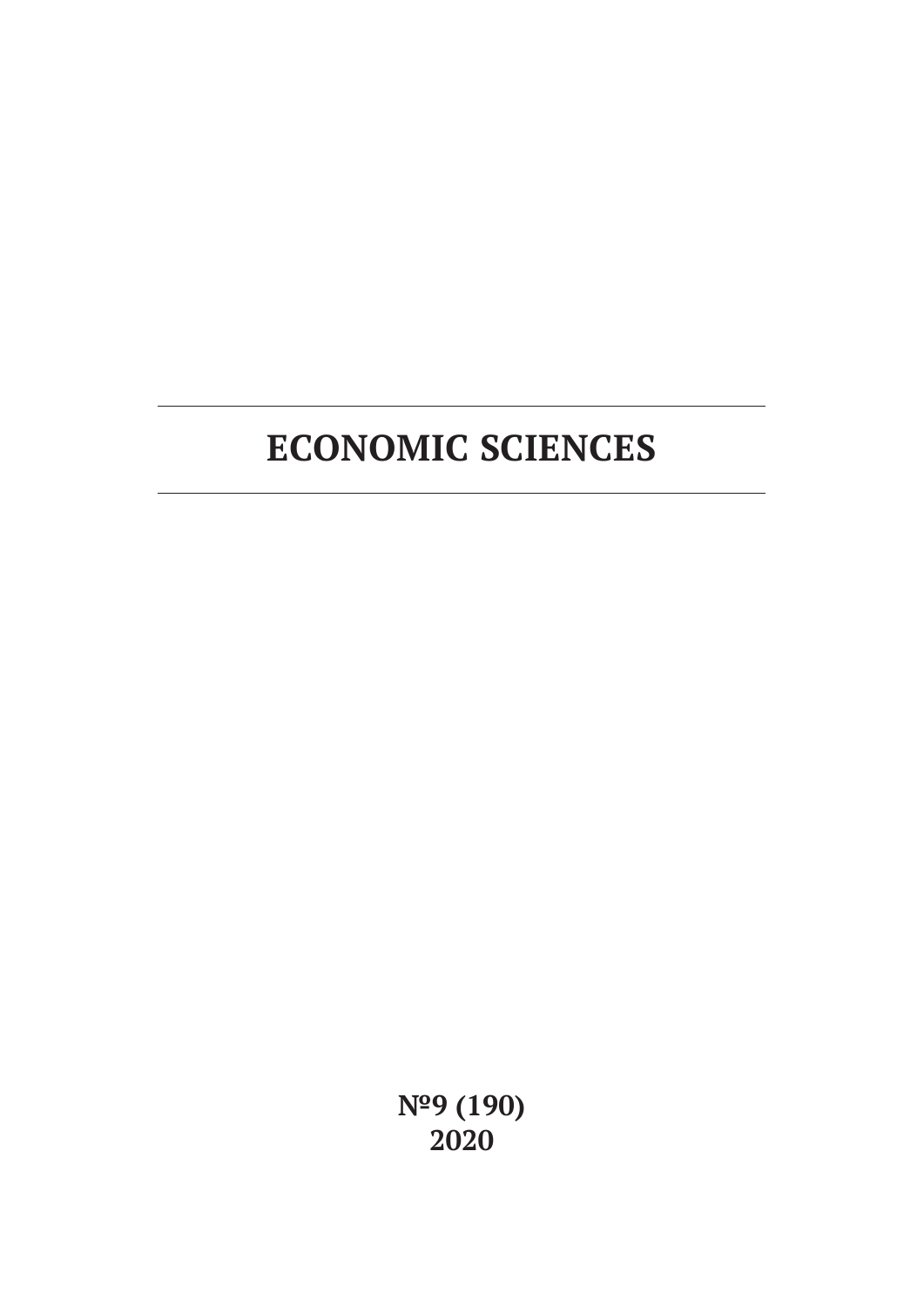# ECONOMIC SCIENCES

**№9 (190)**
**2020**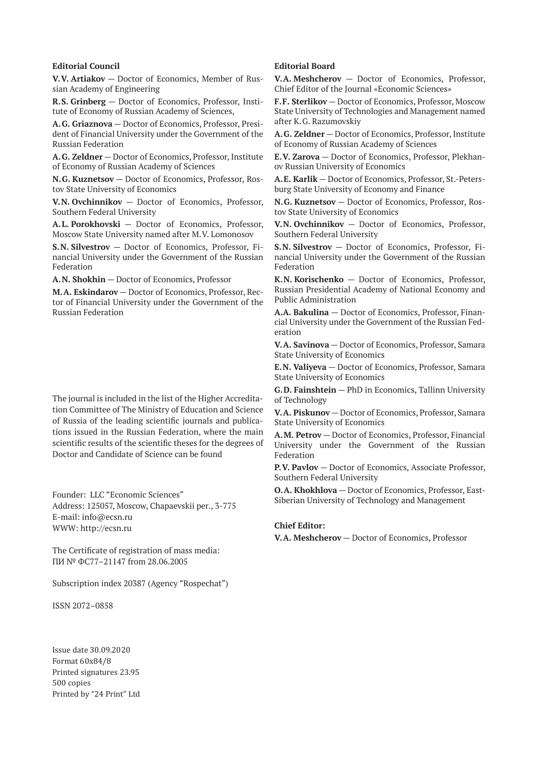**Editorial Council**

**V.V. Artiakov** — Doctor of Economics, Member of Russian Academy of Engineering

**R.S. Grinberg** — Doctor of Economics, Professor, Institute of Economy of Russian Academy of Sciences,

**A.G. Griaznova** — Doctor of Economics, Professor, President of Financial University under the Government of the Russian Federation

**A.G. Zeldner** — Doctor of Economics, Professor, Institute of Economy of Russian Academy of Sciences

**N.G. Kuznetsov** — Doctor of Economics, Professor, Rostov State University of Economics

**V.N. Ovchinnikov** — Doctor of Economics, Professor, Southern Federal University

**A.L. Porokhovski** — Doctor of Economics, Professor, Moscow State University named after M.V. Lomonosov

**S.N. Silvestrov** — Doctor of Economics, Professor, Financial University under the Government of the Russian Federation

**A.N. Shokhin** — Doctor of Economics, Professor

**M.A. Eskindarov** — Doctor of Economics, Professor, Rector of Financial University under the Government of the Russian Federation

The journal is included in the list of the Higher Accreditation Committee of The Ministry of Education and Science of Russia of the leading scientific journals and publications issued in the Russian Federation, where the main scientific results of the scientific theses for the degrees of Doctor and Candidate of Science can be found

Founder: LLC "Economic Sciences"
Address: 125057, Moscow, Chapaevskii per., 3-775
E-mail: info@ecsn.ru
WWW: http://ecsn.ru

The Certificate of registration of mass media:
ПИ № ФС77–21147 from 28.06.2005

Subscription index 20387 (Agency "Rospechat")

ISSN 2072–0858

Issue date 30.09.2020
Format 60x84/8
Printed signatures 23.95
500 copies
Printed by "24 Print" Ltd

**Editorial Board**

**V.A. Meshcherov** — Doctor of Economics, Professor, Chief Editor of the Journal «Economic Sciences»

**F.F. Sterlikov** — Doctor of Economics, Professor, Moscow State University of Technologies and Management named after K.G. Razumovskiy

**A.G. Zeldner** — Doctor of Economics, Professor, Institute of Economy of Russian Academy of Sciences

**E.V. Zarova** — Doctor of Economics, Professor, Plekhanov Russian University of Economics

**A.E. Karlik** — Doctor of Economics, Professor, St.-Petersburg State University of Economy and Finance

**N.G. Kuznetsov** — Doctor of Economics, Professor, Rostov State University of Economics

**V.N. Ovchinnikov** — Doctor of Economics, Professor, Southern Federal University

**S.N. Silvestrov** — Doctor of Economics, Professor, Financial University under the Government of the Russian Federation

**K.N. Korischenko** — Doctor of Economics, Professor, Russian Presidential Academy of National Economy and Public Administration

**A.A. Bakulina** — Doctor of Economics, Professor, Financial University under the Government of the Russian Federation

**V.A. Savinova** — Doctor of Economics, Professor, Samara State University of Economics

**E.N. Valiyeva** — Doctor of Economics, Professor, Samara State University of Economics

**G.D. Fainshtein** — PhD in Economics, Tallinn University of Technology

**V.A. Piskunov** — Doctor of Economics, Professor, Samara State University of Economics

**A.M. Petrov** — Doctor of Economics, Professor, Financial University under the Government of the Russian Federation

**P.V. Pavlov** — Doctor of Economics, Associate Professor, Southern Federal University

**O.A. Khokhlova** — Doctor of Economics, Professor, East-Siberian University of Technology and Management

**Chief Editor:**

**V.A. Meshcherov** — Doctor of Economics, Professor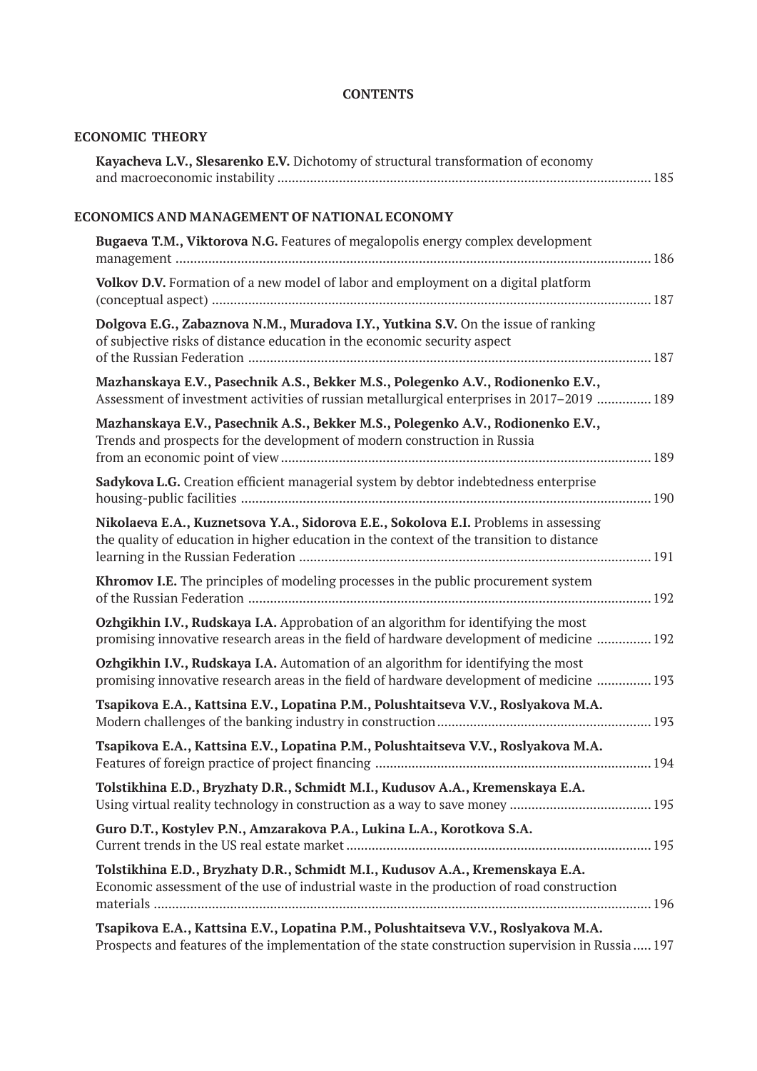**CONTENTS**

## ECONOMIC THEORY

**Kayacheva L.V., Slesarenko E.V.** Dichotomy of structural transformation of economy and macroeconomic instability ........ 185

## ECONOMICS AND MANAGEMENT OF NATIONAL ECONOMY

**Bugaeva T.M., Viktorova N.G.** Features of megalopolis energy complex development management ........ 186

**Volkov D.V.** Formation of a new model of labor and employment on a digital platform (conceptual aspect) ........ 187

**Dolgova E.G., Zabaznova N.M., Muradova I.Y., Yutkina S.V.** On the issue of ranking of subjective risks of distance education in the economic security aspect of the Russian Federation ........ 187

**Mazhanskaya E.V., Pasechnik A.S., Bekker M.S., Polegenko A.V., Rodionenko E.V.,** Assessment of investment activities of russian metallurgical enterprises in 2017–2019 ........ 189

**Mazhanskaya E.V., Pasechnik A.S., Bekker M.S., Polegenko A.V., Rodionenko E.V.,** Trends and prospects for the development of modern construction in Russia from an economic point of view ........ 189

**Sadykova L.G.** Creation efficient managerial system by debtor indebtedness enterprise housing-public facilities ........ 190

**Nikolaeva E.A., Kuznetsova Y.A., Sidorova E.E., Sokolova E.I.** Problems in assessing the quality of education in higher education in the context of the transition to distance learning in the Russian Federation ........ 191

**Khromov I.E.** The principles of modeling processes in the public procurement system of the Russian Federation ........ 192

**Ozhgikhin I.V., Rudskaya I.A.** Approbation of an algorithm for identifying the most promising innovative research areas in the field of hardware development of medicine ........ 192

**Ozhgikhin I.V., Rudskaya I.A.** Automation of an algorithm for identifying the most promising innovative research areas in the field of hardware development of medicine ........ 193

**Tsapikova E.A., Kattsina E.V., Lopatina P.M., Polushtaitseva V.V., Roslyakova M.A.** Modern challenges of the banking industry in construction ........ 193

**Tsapikova E.A., Kattsina E.V., Lopatina P.M., Polushtaitseva V.V., Roslyakova M.A.** Features of foreign practice of project financing ........ 194

**Tolstikhina E.D., Bryzhaty D.R., Schmidt M.I., Kudusov A.A., Kremenskaya E.A.** Using virtual reality technology in construction as a way to save money ........ 195

**Guro D.T., Kostylev P.N., Amzarakova P.A., Lukina L.A., Korotkova S.A.** Current trends in the US real estate market ........ 195

**Tolstikhina E.D., Bryzhaty D.R., Schmidt M.I., Kudusov A.A., Kremenskaya E.A.** Economic assessment of the use of industrial waste in the production of road construction materials ........ 196

**Tsapikova E.A., Kattsina E.V., Lopatina P.M., Polushtaitseva V.V., Roslyakova M.A.** Prospects and features of the implementation of the state construction supervision in Russia ..... 197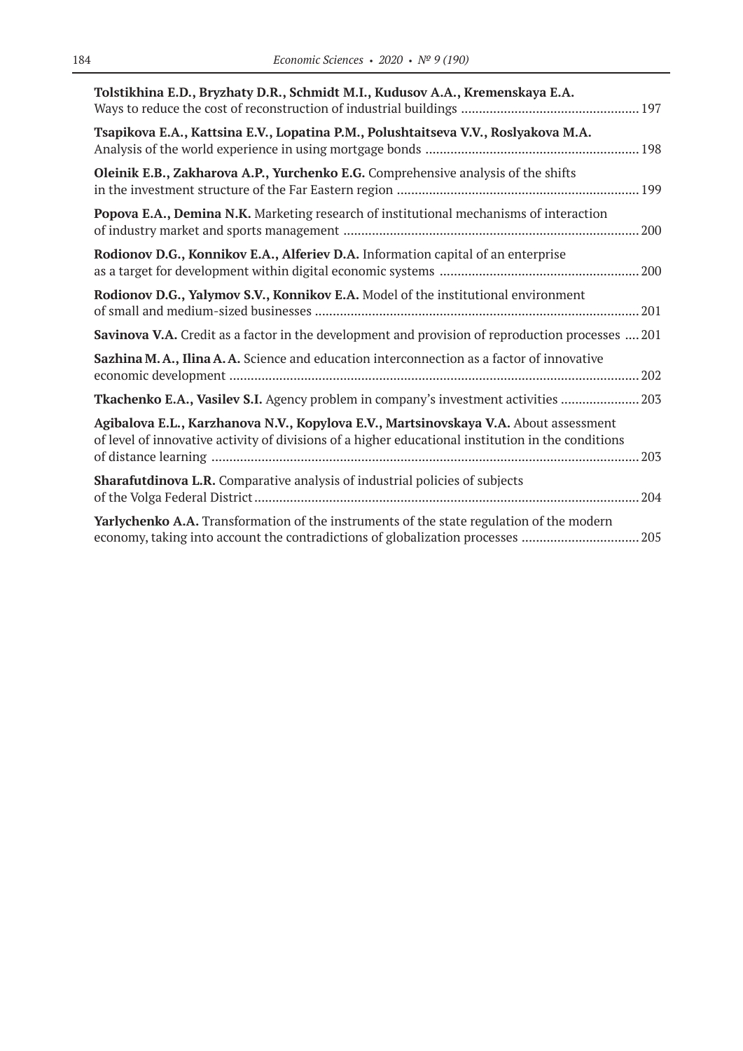**Tolstikhina E.D., Bryzhaty D.R., Schmidt M.I., Kudusov A.A., Kremenskaya E.A.**
Ways to reduce the cost of reconstruction of industrial buildings ................................................. 197

**Tsapikova E.A., Kattsina E.V., Lopatina P.M., Polushtaitseva V.V., Roslyakova M.A.**
Analysis of the world experience in using mortgage bonds ........................................................... 198

**Oleinik E.B., Zakharova A.P., Yurchenko E.G.** Comprehensive analysis of the shifts in the investment structure of the Far Eastern region .................................................................... 199

**Popova E.A., Demina N.K.** Marketing research of institutional mechanisms of interaction of industry market and sports management ................................................................................... 200

**Rodionov D.G., Konnikov E.A., Alferiev D.A.** Information capital of an enterprise as a target for development within digital economic systems ........................................................ 200

**Rodionov D.G., Yalymov S.V., Konnikov E.A.** Model of the institutional environment of small and medium-sized businesses .......................................................................................... 201

**Savinova V.A.** Credit as a factor in the development and provision of reproduction processes .... 201

**Sazhina M. A., Ilina A. A.** Science and education interconnection as a factor of innovative economic development .................................................................................................................. 202

**Tkachenko E.A., Vasilev S.I.** Agency problem in company's investment activities ...................... 203

**Agibalova E.L., Karzhanova N.V., Kopylova E.V., Martsinovskaya V.A.** About assessment of level of innovative activity of divisions of a higher educational institution in the conditions of distance learning ........................................................................................................................ 203

**Sharafutdinova L.R.** Comparative analysis of industrial policies of subjects of the Volga Federal District ........................................................................................................... 204

**Yarlychenko A.A.** Transformation of the instruments of the state regulation of the modern economy, taking into account the contradictions of globalization processes ................................ 205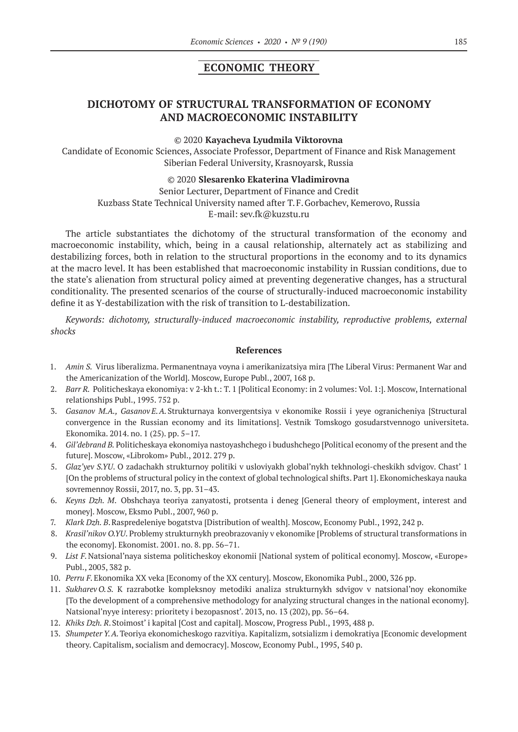## ECONOMIC THEORY

# DICHOTOMY OF STRUCTURAL TRANSFORMATION OF ECONOMY AND MACROECONOMIC INSTABILITY

© 2020 **Kayacheva Lyudmila Viktorovna**

Candidate of Economic Sciences, Associate Professor, Department of Finance and Risk Management
Siberian Federal University, Krasnoyarsk, Russia

© 2020 **Slesarenko Ekaterina Vladimirovna**

Senior Lecturer, Department of Finance and Credit
Kuzbass State Technical University named after T. F. Gorbachev, Kemerovo, Russia
E-mail: sev.fk@kuzstu.ru

The article substantiates the dichotomy of the structural transformation of the economy and macroeconomic instability, which, being in a causal relationship, alternately act as stabilizing and destabilizing forces, both in relation to the structural proportions in the economy and to its dynamics at the macro level. It has been established that macroeconomic instability in Russian conditions, due to the state's alienation from structural policy aimed at preventing degenerative changes, has a structural conditionality. The presented scenarios of the course of structurally-induced macroeconomic instability define it as Y-destabilization with the risk of transition to L-destabilization.

*Keywords: dichotomy, structurally-induced macroeconomic instability, reproductive problems, external shocks*

### References

1. *Amin S.* Virus liberalizma. Permanentnaya voyna i amerikanizatsiya mira [The Liberal Virus: Permanent War and the Americanization of the World]. Moscow, Europe Publ., 2007, 168 p.
2. *Barr R.* Politicheskaya ekonomiya: v 2-kh t.: T. 1 [Political Economy: in 2 volumes: Vol. 1:]. Moscow, International relationships Publ., 1995. 752 p.
3. *Gasanov M.A., Gasanov E.A.* Strukturnaya konvergentsiya v ekonomike Rossii i yeye ogranicheniya [Structural convergence in the Russian economy and its limitations]. Vestnik Tomskogo gosudarstvennogo universiteta. Ekonomika. 2014. no. 1 (25). pp. 5–17.
4. *Gil'debrand B.* Politicheskaya ekonomiya nastoyashchego i budushchego [Political economy of the present and the future]. Moscow, «Librokom» Publ., 2012. 279 p.
5. *Glaz'yev S.YU.* O zadachakh strukturnoy politiki v usloviyakh global'nykh tekhnologi-cheskikh sdvigov. Chast' 1 [On the problems of structural policy in the context of global technological shifts. Part 1]. Ekonomicheskaya nauka sovremennoy Rossii, 2017, no. 3, pp. 31–43.
6. *Keyns Dzh. M.* Obshchaya teoriya zanyatosti, protsenta i deneg [General theory of employment, interest and money]. Moscow, Eksmo Publ., 2007, 960 p.
7. *Klark Dzh. B.* Raspredeleniye bogatstva [Distribution of wealth]. Moscow, Economy Publ., 1992, 242 p.
8. *Krasil'nikov O.YU.* Problemy strukturnykh preobrazovaniy v ekonomike [Problems of structural transformations in the economy]. Ekonomist. 2001. no. 8. pp. 56–71.
9. *List F.* Natsional'naya sistema politicheskoy ekonomii [National system of political economy]. Moscow, «Europe» Publ., 2005, 382 p.
10. *Perru F.* Ekonomika XX veka [Economy of the XX century]. Moscow, Ekonomika Publ., 2000, 326 pp.
11. *Sukharev O. S.* K razrabotke kompleksnoy metodiki analiza strukturnykh sdvigov v natsional'noy ekonomike [To the development of a comprehensive methodology for analyzing structural changes in the national economy]. Natsional'nyye interesy: prioritety i bezopasnost'. 2013, no. 13 (202), pp. 56–64.
12. *Khiks Dzh. R.* Stoimost' i kapital [Cost and capital]. Moscow, Progress Publ., 1993, 488 p.
13. *Shumpeter Y. A.* Teoriya ekonomicheskogo razvitiya. Kapitalizm, sotsializm i demokratiya [Economic development theory. Capitalism, socialism and democracy]. Moscow, Economy Publ., 1995, 540 p.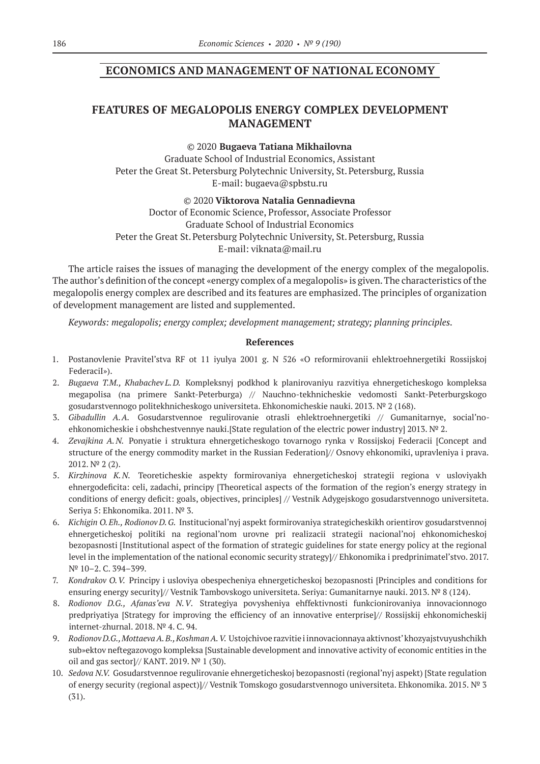## ECONOMICS AND MANAGEMENT OF NATIONAL ECONOMY

# FEATURES OF MEGALOPOLIS ENERGY COMPLEX DEVELOPMENT MANAGEMENT

© 2020 **Bugaeva Tatiana Mikhailovna**
Graduate School of Industrial Economics, Assistant
Peter the Great St. Petersburg Polytechnic University, St. Petersburg, Russia
E-mail: bugaeva@spbstu.ru

© 2020 **Viktorova Natalia Gennadievna**
Doctor of Economic Science, Professor, Associate Professor
Graduate School of Industrial Economics
Peter the Great St. Petersburg Polytechnic University, St. Petersburg, Russia
E-mail: viknata@mail.ru

The article raises the issues of managing the development of the energy complex of the megalopolis. The author's definition of the concept «energy complex of a megalopolis» is given. The characteristics of the megalopolis energy complex are described and its features are emphasized. The principles of organization of development management are listed and supplemented.

*Keywords: megalopolis; energy complex; development management; strategy; planning principles.*

### References

1. Postanovlenie Pravitel'stva RF ot 11 iyulya 2001 g. N 526 «O reformirovanii ehlektroehnergetiki Rossijskoj FederaciI»).
2. *Bugaeva T.M., Khabachev L.D.* Kompleksnyj podkhod k planirovaniyu razvitiya ehnergeticheskogo kompleksa megapolisa (na primere Sankt-Peterburga) // Nauchno-tekhnicheskie vedomosti Sankt-Peterburgskogo gosudarstvennogo politekhnicheskogo universiteta. Ehkonomicheskie nauki. 2013. № 2 (168).
3. *Gibadullin A.A.* Gosudarstvennoe regulirovanie otrasli ehlektroehnergetiki // Gumanitarnye, social'no-ehkonomicheskie i obshchestvennye nauki.[State regulation of the electric power industry] 2013. № 2.
4. *Zevajkina A.N.* Ponyatie i struktura ehnergeticheskogo tovarnogo rynka v Rossijskoj Federacii [Concept and structure of the energy commodity market in the Russian Federation]// Osnovy ehkonomiki, upravleniya i prava. 2012. № 2 (2).
5. *Kirzhinova K.N.* Teoreticheskie aspekty formirovaniya ehnergeticheskoj strategii regiona v usloviyakh ehnergodeficita: celi, zadachi, principy [Theoretical aspects of the formation of the region's energy strategy in conditions of energy deficit: goals, objectives, principles] // Vestnik Adygejskogo gosudarstvennogo universiteta. Seriya 5: Ehkonomika. 2011. № 3.
6. *Kichigin O. Eh., Rodionov D. G.* Institucional'nyj aspekt formirovaniya strategicheskikh orientirov gosudarstvennoj ehnergeticheskoj politiki na regional'nom urovne pri realizacii strategii nacional'noj ehkonomicheskoj bezopasnosti [Institutional aspect of the formation of strategic guidelines for state energy policy at the regional level in the implementation of the national economic security strategy]// Ehkonomika i predprinimatel'stvo. 2017. № 10–2. C. 394–399.
7. *Kondrakov O.V.* Principy i usloviya obespecheniya ehnergeticheskoj bezopasnosti [Principles and conditions for ensuring energy security]// Vestnik Tambovskogo universiteta. Seriya: Gumanitarnye nauki. 2013. № 8 (124).
8. *Rodionov D.G., Afanas'eva N.V.* Strategiya povysheniya ehffektivnosti funkcionirovaniya innovacionnogo predpriyatiya [Strategy for improving the efficiency of an innovative enterprise]// Rossijskij ehkonomicheskij internet-zhurnal. 2018. № 4. C. 94.
9. *Rodionov D.G., Mottaeva A.B., Koshman A.V.* Ustojchivoe razvitie i innovacionnaya aktivnost' khozyajstvuyushchikh sub»ektov neftegazovogo kompleksa [Sustainable development and innovative activity of economic entities in the oil and gas sector]// KANT. 2019. № 1 (30).
10. *Sedova N.V.* Gosudarstvennoe regulirovanie ehnergeticheskoj bezopasnosti (regional'nyj aspekt) [State regulation of energy security (regional aspect)]// Vestnik Tomskogo gosudarstvennogo universiteta. Ehkonomika. 2015. № 3 (31).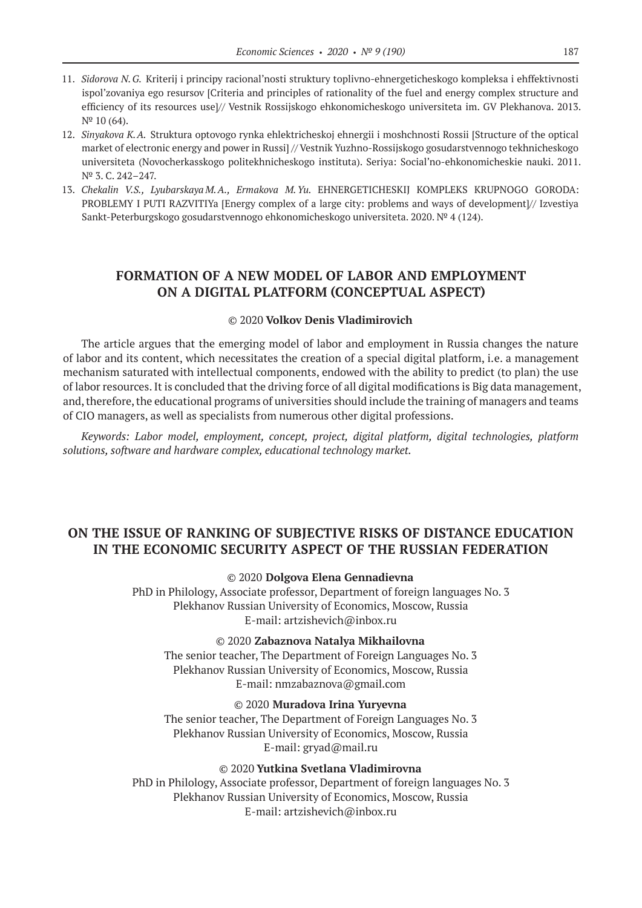11. *Sidorova N.G.* Kriterij i principy racional'nosti struktury toplivno-ehnergeticheskogo kompleksa i ehffektivnosti ispol'zovaniya ego resursov [Criteria and principles of rationality of the fuel and energy complex structure and efficiency of its resources use]// Vestnik Rossijskogo ehkonomicheskogo universiteta im. GV Plekhanova. 2013. № 10 (64).
12. *Sinyakova K.A.* Struktura optovogo rynka ehlektricheskoj ehnergii i moshchnosti Rossii [Structure of the optical market of electronic energy and power in Russi] // Vestnik Yuzhno-Rossijskogo gosudarstvennogo tekhnicheskogo universiteta (Novocherkasskogo politekhnicheskogo instituta). Seriya: Social'no-ehkonomicheskie nauki. 2011. № 3. С. 242–247.
13. *Chekalin V.S., Lyubarskaya M.A., Ermakova M.Yu.* EHNERGETICHESKIJ KOMPLEKS KRUPNOGO GORODA: PROBLEMY I PUTI RAZVITIYa [Energy complex of a large city: problems and ways of development]// Izvestiya Sankt-Peterburgskogo gosudarstvennogo ehkonomicheskogo universiteta. 2020. № 4 (124).

## FORMATION OF A NEW MODEL OF LABOR AND EMPLOYMENT ON A DIGITAL PLATFORM (CONCEPTUAL ASPECT)

© 2020 **Volkov Denis Vladimirovich**

The article argues that the emerging model of labor and employment in Russia changes the nature of labor and its content, which necessitates the creation of a special digital platform, i.e. a management mechanism saturated with intellectual components, endowed with the ability to predict (to plan) the use of labor resources. It is concluded that the driving force of all digital modifications is Big data management, and, therefore, the educational programs of universities should include the training of managers and teams of CIO managers, as well as specialists from numerous other digital professions.

*Keywords: Labor model, employment, concept, project, digital platform, digital technologies, platform solutions, software and hardware complex, educational technology market.*

## ON THE ISSUE OF RANKING OF SUBJECTIVE RISKS OF DISTANCE EDUCATION IN THE ECONOMIC SECURITY ASPECT OF THE RUSSIAN FEDERATION

© 2020 **Dolgova Elena Gennadievna**
PhD in Philology, Associate professor, Department of foreign languages No. 3
Plekhanov Russian University of Economics, Moscow, Russia
E-mail: artzishevich@inbox.ru

© 2020 **Zabaznova Natalya Mikhailovna**
The senior teacher, The Department of Foreign Languages No. 3
Plekhanov Russian University of Economics, Moscow, Russia
E-mail: nmzabaznova@gmail.com

© 2020 **Muradova Irina Yuryevna**
The senior teacher, The Department of Foreign Languages No. 3
Plekhanov Russian University of Economics, Moscow, Russia
E-mail: gryad@mail.ru

© 2020 **Yutkina Svetlana Vladimirovna**
PhD in Philology, Associate professor, Department of foreign languages No. 3
Plekhanov Russian University of Economics, Moscow, Russia
E-mail: artzishevich@inbox.ru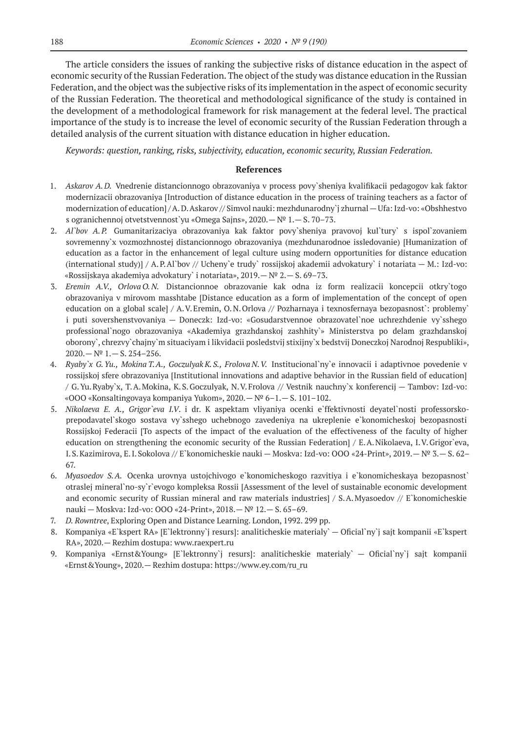The article considers the issues of ranking the subjective risks of distance education in the aspect of economic security of the Russian Federation. The object of the study was distance education in the Russian Federation, and the object was the subjective risks of its implementation in the aspect of economic security of the Russian Federation. The theoretical and methodological significance of the study is contained in the development of a methodological framework for risk management at the federal level. The practical importance of the study is to increase the level of economic security of the Russian Federation through a detailed analysis of the current situation with distance education in higher education.

*Keywords: question, ranking, risks, subjectivity, education, economic security, Russian Federation.*

### References

1. *Askarov A.D.* Vnedrenie distancionnogo obrazovaniya v process povy`sheniya kvalifikacii pedagogov kak faktor modernizacii obrazovaniya [Introduction of distance education in the process of training teachers as a factor of modernization of education] / A.D.Askarov // Simvol nauki: mezhdunarodny`j zhurnal — Ufa: Izd-vo: «Obshhestvo s ogranichennoj otvetstvennost`yu «Omega Sajns», 2020.— № 1.— S. 70–73.
2. *Al`bov A.P.* Gumanitarizaciya obrazovaniya kak faktor povy`sheniya pravovoj kul`tury` s ispol`zovaniem sovremenny`x vozmozhnostej distancionnogo obrazovaniya (mezhdunarodnoe issledovanie) [Humanization of education as a factor in the enhancement of legal culture using modern opportunities for distance education (international study)] / A.P.Al`bov // Ucheny`e trudy` rossijskoj akademii advokatury` i notariata — M.: Izd-vo: «Rossijskaya akademiya advokatury` i notariata», 2019.— № 2.— S. 69–73.
3. *Eremin A.V., Orlova O.N.* Distancionnoe obrazovanie kak odna iz form realizacii koncepcii otkry`togo obrazovaniya v mirovom masshtabe [Distance education as a form of implementation of the concept of open education on a global scale] / A.V.Eremin, O.N.Orlova // Pozharnaya i texnosfernaya bezopasnost`: problemy` i puti sovershenstvovaniya — Doneczk: Izd-vo: «Gosudarstvennoe obrazovatel`noe uchrezhdenie vy`sshego professional`nogo obrazovaniya «Akademiya grazhdanskoj zashhity`» Ministerstva po delam grazhdanskoj oborony`, chrezvy`chajny`m situaciyam i likvidacii posledstvij stixijny`x bedstvij Doneczkoj Narodnoj Respubliki», 2020.— № 1.— S. 254–256.
4. *Ryaby`x G.Yu., Mokina T.A., Goczulyak K.S., Frolova N.V.* Institucional`ny`e innovacii i adaptivnoe povedenie v rossijskoj sfere obrazovaniya [Institutional innovations and adaptive behavior in the Russian field of education] / G.Yu.Ryaby`x, T.A.Mokina, K.S.Goczulyak, N.V.Frolova // Vestnik nauchny`x konferencij — Tambov: Izd-vo: «OOO «Konsaltingovaya kompaniya Yukom», 2020.— № 6–1.— S. 101–102.
5. *Nikolaeva E. A., Grigor`eva I.V*. i dr. K aspektam vliyaniya ocenki e`ffektivnosti deyatel`nosti professorsko-prepodavatel`skogo sostava vy`sshego uchebnogo zavedeniya na ukreplenie e`konomicheskoj bezopasnosti Rossijskoj Federacii [To aspects of the impact of the evaluation of the effectiveness of the faculty of higher education on strengthening the economic security of the Russian Federation] / E.A.Nikolaeva, I.V.Grigor`eva, I.S.Kazimirova, E.I.Sokolova // E`konomicheskie nauki — Moskva: Izd-vo: OOO «24-Print», 2019.— № 3.— S. 62–67.
6. *Myasoedov S.A.* Ocenka urovnya ustojchivogo e`konomicheskogo razvitiya i e`konomicheskaya bezopasnost` otraslej mineral`no-sy`r`evogo kompleksa Rossii [Assessment of the level of sustainable economic development and economic security of Russian mineral and raw materials industries] / S.A.Myasoedov // E`konomicheskie nauki — Moskva: Izd-vo: OOO «24-Print», 2018.— № 12.— S. 65–69.
7. *D. Rowntree*, Exploring Open and Distance Learning. London, 1992. 299 pp.
8. Kompaniya «E`kspert RA» [E`lektronny`j resurs]: analiticheskie materialy` — Oficial`ny`j sajt kompanii «E`kspert RA», 2020.— Rezhim dostupa: www.raexpert.ru
9. Kompaniya «Ernst&Young» [E`lektronny`j resurs]: analiticheskie materialy` — Oficial`ny`j sajt kompanii «Ernst&Young», 2020.— Rezhim dostupa: https://www.ey.com/ru_ru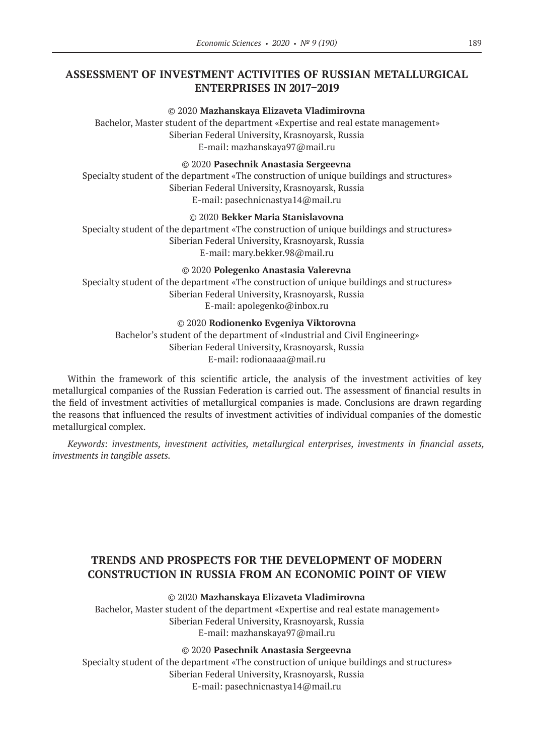## ASSESSMENT OF INVESTMENT ACTIVITIES OF RUSSIAN METALLURGICAL ENTERPRISES IN 2017–2019

© 2020 **Mazhanskaya Elizaveta Vladimirovna**
Bachelor, Master student of the department «Expertise and real estate management»
Siberian Federal University, Krasnoyarsk, Russia
E-mail: mazhanskaya97@mail.ru

© 2020 **Pasechnik Anastasia Sergeevna**
Specialty student of the department «The construction of unique buildings and structures»
Siberian Federal University, Krasnoyarsk, Russia
E-mail: pasechnicnastya14@mail.ru

© 2020 **Bekker Maria Stanislavovna**
Specialty student of the department «The construction of unique buildings and structures»
Siberian Federal University, Krasnoyarsk, Russia
E-mail: mary.bekker.98@mail.ru

© 2020 **Polegenko Anastasia Valerevna**
Specialty student of the department «The construction of unique buildings and structures»
Siberian Federal University, Krasnoyarsk, Russia
E-mail: apolegenko@inbox.ru

© 2020 **Rodionenko Evgeniya Viktorovna**
Bachelor's student of the department of «Industrial and Civil Engineering»
Siberian Federal University, Krasnoyarsk, Russia
E-mail: rodionaaaa@mail.ru

Within the framework of this scientific article, the analysis of the investment activities of key metallurgical companies of the Russian Federation is carried out. The assessment of financial results in the field of investment activities of metallurgical companies is made. Conclusions are drawn regarding the reasons that influenced the results of investment activities of individual companies of the domestic metallurgical complex.

*Keywords: investments, investment activities, metallurgical enterprises, investments in financial assets, investments in tangible assets.*

## TRENDS AND PROSPECTS FOR THE DEVELOPMENT OF MODERN CONSTRUCTION IN RUSSIA FROM AN ECONOMIC POINT OF VIEW

© 2020 **Mazhanskaya Elizaveta Vladimirovna**
Bachelor, Master student of the department «Expertise and real estate management»
Siberian Federal University, Krasnoyarsk, Russia
E-mail: mazhanskaya97@mail.ru

© 2020 **Pasechnik Anastasia Sergeevna**
Specialty student of the department «The construction of unique buildings and structures»
Siberian Federal University, Krasnoyarsk, Russia
E-mail: pasechnicnastya14@mail.ru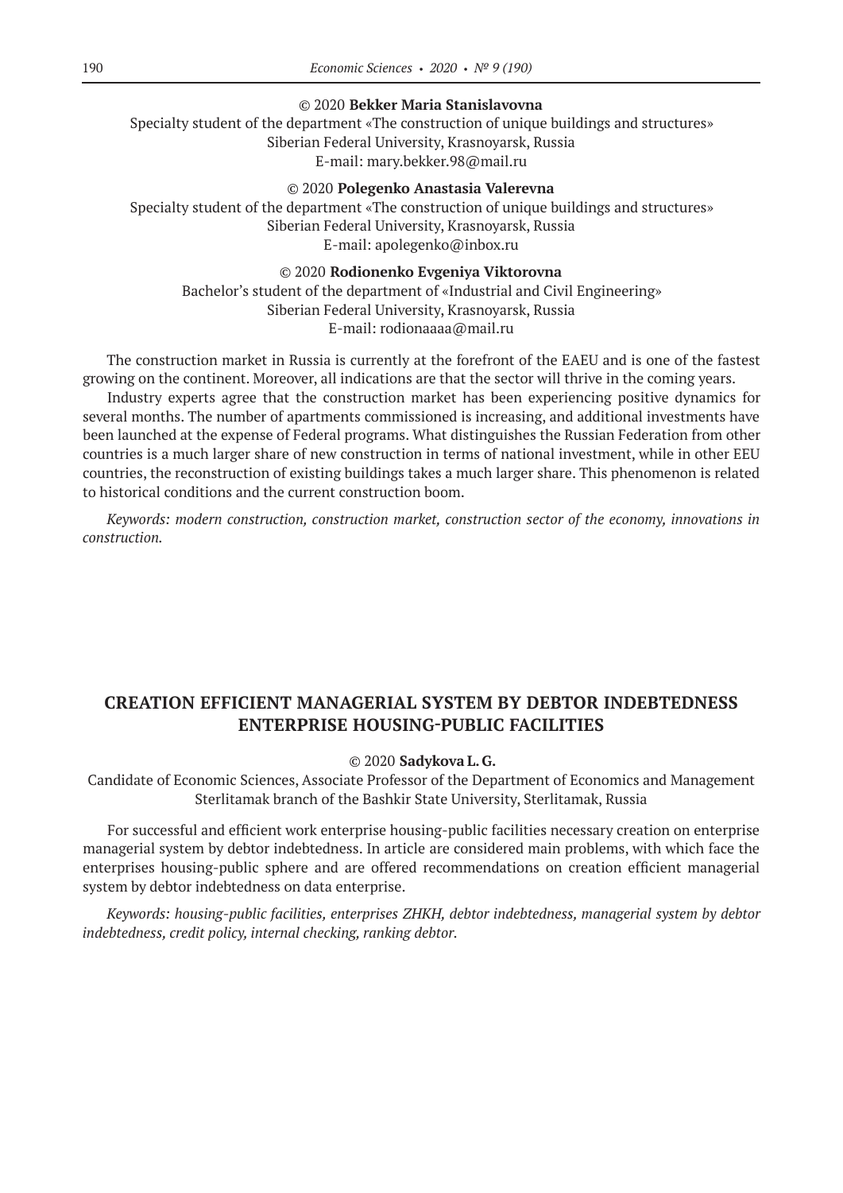© 2020 **Bekker Maria Stanislavovna**

Specialty student of the department «The construction of unique buildings and structures»
Siberian Federal University, Krasnoyarsk, Russia
E-mail: mary.bekker.98@mail.ru

© 2020 **Polegenko Anastasia Valerevna**

Specialty student of the department «The construction of unique buildings and structures»
Siberian Federal University, Krasnoyarsk, Russia
E-mail: apolegenko@inbox.ru

© 2020 **Rodionenko Evgeniya Viktorovna**

Bachelor's student of the department of «Industrial and Civil Engineering»
Siberian Federal University, Krasnoyarsk, Russia
E-mail: rodionaaaa@mail.ru

The construction market in Russia is currently at the forefront of the EAEU and is one of the fastest growing on the continent. Moreover, all indications are that the sector will thrive in the coming years.

Industry experts agree that the construction market has been experiencing positive dynamics for several months. The number of apartments commissioned is increasing, and additional investments have been launched at the expense of Federal programs. What distinguishes the Russian Federation from other countries is a much larger share of new construction in terms of national investment, while in other EEU countries, the reconstruction of existing buildings takes a much larger share. This phenomenon is related to historical conditions and the current construction boom.

*Keywords: modern construction, construction market, construction sector of the economy, innovations in construction.*

## CREATION EFFICIENT MANAGERIAL SYSTEM BY DEBTOR INDEBTEDNESS ENTERPRISE HOUSING-PUBLIC FACILITIES

© 2020 **Sadykova L. G.**

Candidate of Economic Sciences, Associate Professor of the Department of Economics and Management
Sterlitamak branch of the Bashkir State University, Sterlitamak, Russia

For successful and efficient work enterprise housing-public facilities necessary creation on enterprise managerial system by debtor indebtedness. In article are considered main problems, with which face the enterprises housing-public sphere and are offered recommendations on creation efficient managerial system by debtor indebtedness on data enterprise.

*Keywords: housing-public facilities, enterprises ZHKH, debtor indebtedness, managerial system by debtor indebtedness, credit policy, internal checking, ranking debtor.*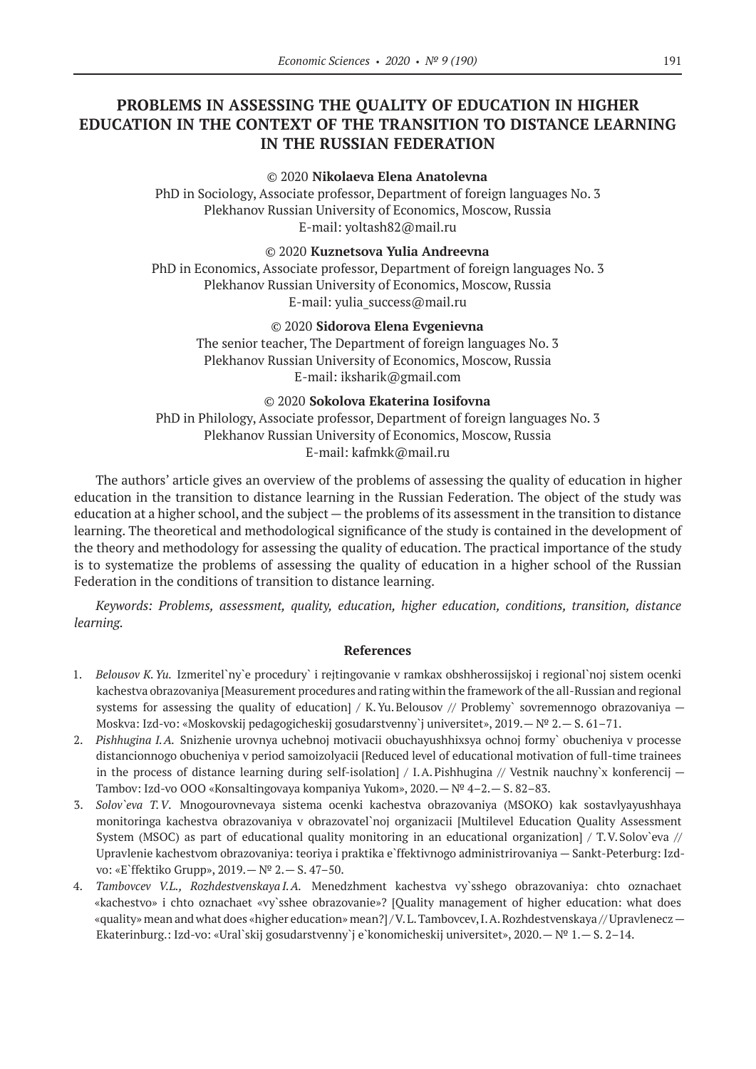# PROBLEMS IN ASSESSING THE QUALITY OF EDUCATION IN HIGHER EDUCATION IN THE CONTEXT OF THE TRANSITION TO DISTANCE LEARNING IN THE RUSSIAN FEDERATION

© 2020 **Nikolaeva Elena Anatolevna**
PhD in Sociology, Associate professor, Department of foreign languages No. 3
Plekhanov Russian University of Economics, Moscow, Russia
E-mail: yoltash82@mail.ru

© 2020 **Kuznetsova Yulia Andreevna**
PhD in Economics, Associate professor, Department of foreign languages No. 3
Plekhanov Russian University of Economics, Moscow, Russia
E-mail: yulia_success@mail.ru

© 2020 **Sidorova Elena Evgenievna**
The senior teacher, The Department of foreign languages No. 3
Plekhanov Russian University of Economics, Moscow, Russia
E-mail: iksharik@gmail.com

© 2020 **Sokolova Ekaterina Iosifovna**
PhD in Philology, Associate professor, Department of foreign languages No. 3
Plekhanov Russian University of Economics, Moscow, Russia
E-mail: kafmkk@mail.ru

The authors' article gives an overview of the problems of assessing the quality of education in higher education in the transition to distance learning in the Russian Federation. The object of the study was education at a higher school, and the subject — the problems of its assessment in the transition to distance learning. The theoretical and methodological significance of the study is contained in the development of the theory and methodology for assessing the quality of education. The practical importance of the study is to systematize the problems of assessing the quality of education in a higher school of the Russian Federation in the conditions of transition to distance learning.

*Keywords: Problems, assessment, quality, education, higher education, conditions, transition, distance learning.*

**References**

1. *Belousov K. Yu.* Izmeritel`ny`e procedury` i rejtingovanie v ramkax obshherossijskoj i regional`noj sistem ocenki kachestva obrazovaniya [Measurement procedures and rating within the framework of the all-Russian and regional systems for assessing the quality of education] / K. Yu. Belousov // Problemy` sovremennogo obrazovaniya — Moskva: Izd-vo: «Moskovskij pedagogicheskij gosudarstvenny`j universitet», 2019. — № 2. — S. 61–71.
2. *Pishhugina I. A.* Snizhenie urovnya uchebnoj motivacii obuchayushhixsya ochnoj formy` obucheniya v processe distancionnogo obucheniya v period samoizolyacii [Reduced level of educational motivation of full-time trainees in the process of distance learning during self-isolation] / I. A. Pishhugina // Vestnik nauchny`x konferencij — Tambov: Izd-vo OOO «Konsaltingovaya kompaniya Yukom», 2020. — № 4–2. — S. 82–83.
3. *Solov`eva T. V.* Mnogourovnevaya sistema ocenki kachestva obrazovaniya (MSOKO) kak sostavlyayushhaya monitoringa kachestva obrazovaniya v obrazovatel`noj organizacii [Multilevel Education Quality Assessment System (MSOC) as part of educational quality monitoring in an educational organization] / T. V. Solov`eva // Upravlenie kachestvom obrazovaniya: teoriya i praktika e`ffektivnogo administrirovaniya — Sankt-Peterburg: Izd-vo: «E`ffektiko Grupp», 2019. — № 2. — S. 47–50.
4. *Tambovcev V.L., Rozhdestvenskaya I. A.* Menedzhment kachestva vy`sshego obrazovaniya: chto oznachaet «kachestvo» i chto oznachaet «vy`sshee obrazovanie»? [Quality management of higher education: what does «quality» mean and what does «higher education» mean?] / V. L. Tambovcev, I. A. Rozhdestvenskaya // Upravlenecz — Ekaterinburg.: Izd-vo: «Ural`skij gosudarstvenny`j e`konomicheskij universitet», 2020. — № 1. — S. 2–14.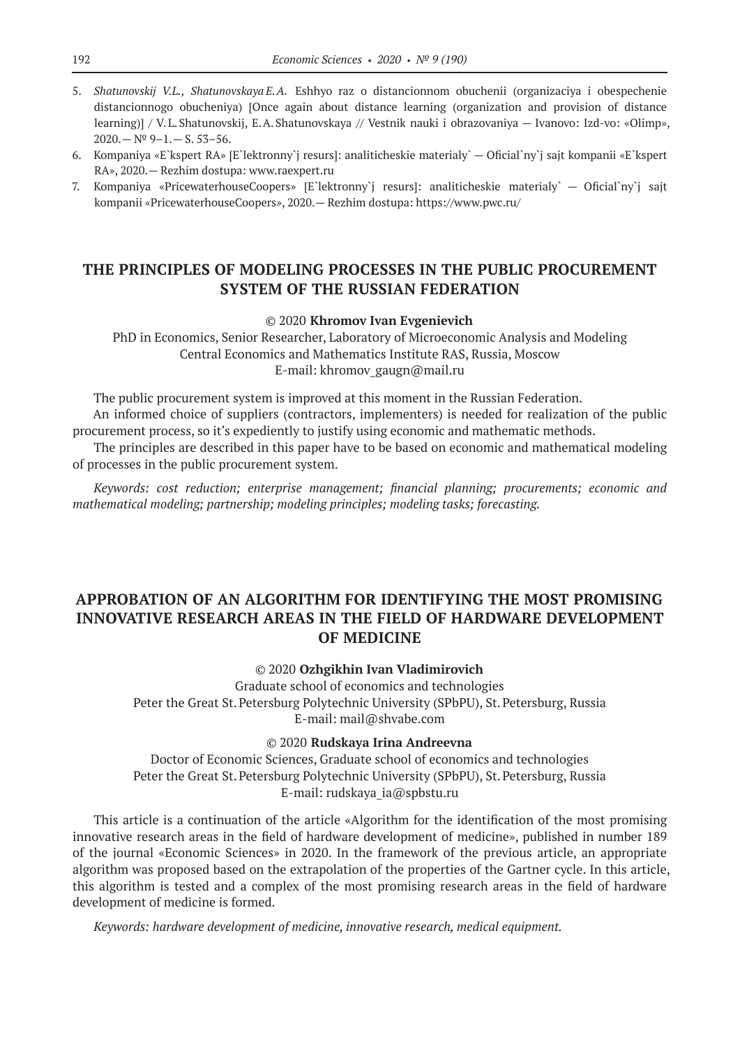5. *Shatunovskij V.L., Shatunovskaya E.A.* Eshhyo raz o distancionnom obuchenii (organizaciya i obespechenie distancionnogo obucheniya) [Once again about distance learning (organization and provision of distance learning)] / V.L. Shatunovskij, E.A. Shatunovskaya // Vestnik nauki i obrazovaniya — Ivanovo: Izd-vo: «Olimp», 2020.— № 9–1.— S. 53–56.
6. Kompaniya «E`kspert RA» [E`lektronny`j resurs]: analiticheskie materialy` — Oficial`ny`j sajt kompanii «E`kspert RA», 2020.— Rezhim dostupa: www.raexpert.ru
7. Kompaniya «PricewaterhouseCoopers» [E`lektronny`j resurs]: analiticheskie materialy` — Oficial`ny`j sajt kompanii «PricewaterhouseCoopers», 2020.— Rezhim dostupa: https://www.pwc.ru/

## THE PRINCIPLES OF MODELING PROCESSES IN THE PUBLIC PROCUREMENT SYSTEM OF THE RUSSIAN FEDERATION

© 2020 **Khromov Ivan Evgenievich**

PhD in Economics, Senior Researcher, Laboratory of Microeconomic Analysis and Modeling
Central Economics and Mathematics Institute RAS, Russia, Moscow
E-mail: khromov_gaugn@mail.ru

The public procurement system is improved at this moment in the Russian Federation.

An informed choice of suppliers (contractors, implementers) is needed for realization of the public procurement process, so it's expediently to justify using economic and mathematic methods.

The principles are described in this paper have to be based on economic and mathematical modeling of processes in the public procurement system.

*Keywords: cost reduction; enterprise management; financial planning; procurements; economic and mathematical modeling; partnership; modeling principles; modeling tasks; forecasting.*

## APPROBATION OF AN ALGORITHM FOR IDENTIFYING THE MOST PROMISING INNOVATIVE RESEARCH AREAS IN THE FIELD OF HARDWARE DEVELOPMENT OF MEDICINE

© 2020 **Ozhgikhin Ivan Vladimirovich**

Graduate school of economics and technologies
Peter the Great St. Petersburg Polytechnic University (SPbPU), St. Petersburg, Russia
E-mail: mail@shvabe.com

© 2020 **Rudskaya Irina Andreevna**

Doctor of Economic Sciences, Graduate school of economics and technologies
Peter the Great St. Petersburg Polytechnic University (SPbPU), St. Petersburg, Russia
E-mail: rudskaya_ia@spbstu.ru

This article is a continuation of the article «Algorithm for the identification of the most promising innovative research areas in the field of hardware development of medicine», published in number 189 of the journal «Economic Sciences» in 2020. In the framework of the previous article, an appropriate algorithm was proposed based on the extrapolation of the properties of the Gartner cycle. In this article, this algorithm is tested and a complex of the most promising research areas in the field of hardware development of medicine is formed.

*Keywords: hardware development of medicine, innovative research, medical equipment.*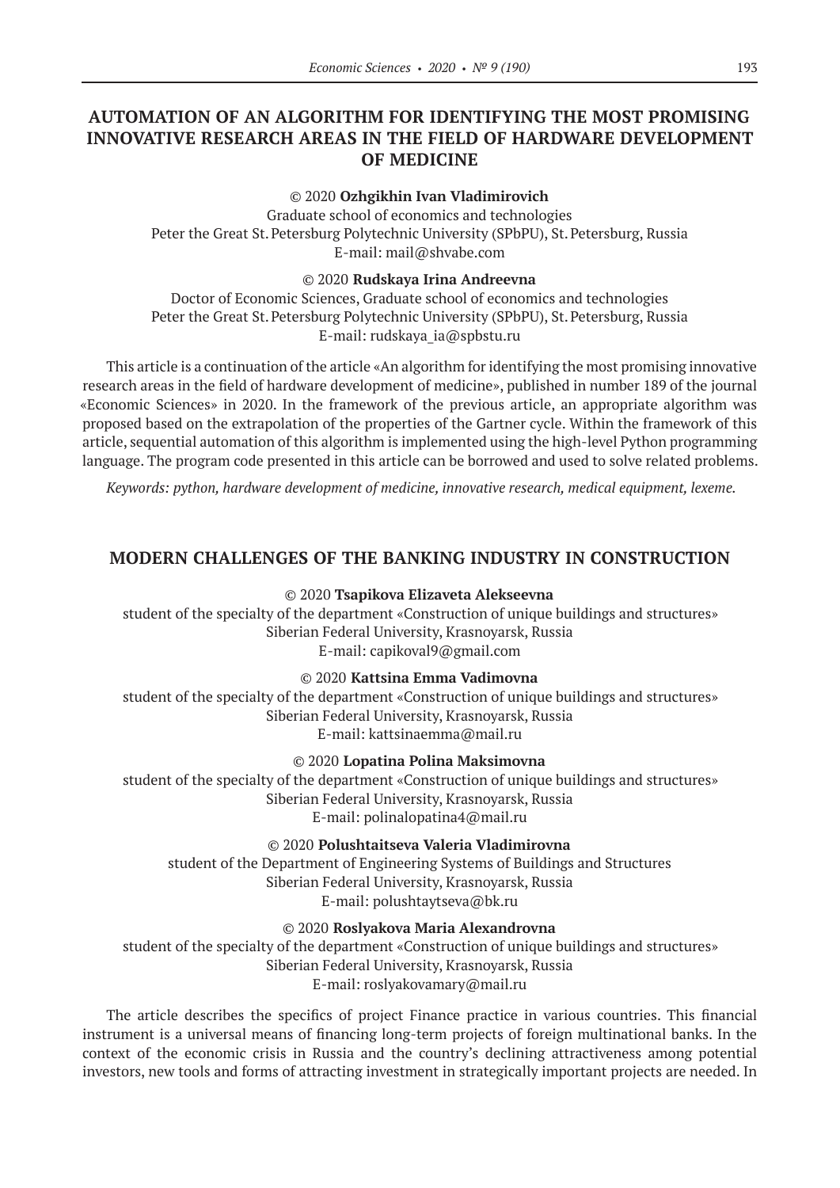## AUTOMATION OF AN ALGORITHM FOR IDENTIFYING THE MOST PROMISING INNOVATIVE RESEARCH AREAS IN THE FIELD OF HARDWARE DEVELOPMENT OF MEDICINE

© 2020 **Ozhgikhin Ivan Vladimirovich**
Graduate school of economics and technologies
Peter the Great St. Petersburg Polytechnic University (SPbPU), St. Petersburg, Russia
E-mail: mail@shvabe.com

© 2020 **Rudskaya Irina Andreevna**
Doctor of Economic Sciences, Graduate school of economics and technologies
Peter the Great St. Petersburg Polytechnic University (SPbPU), St. Petersburg, Russia
E-mail: rudskaya_ia@spbstu.ru

This article is a continuation of the article «An algorithm for identifying the most promising innovative research areas in the field of hardware development of medicine», published in number 189 of the journal «Economic Sciences» in 2020. In the framework of the previous article, an appropriate algorithm was proposed based on the extrapolation of the properties of the Gartner cycle. Within the framework of this article, sequential automation of this algorithm is implemented using the high-level Python programming language. The program code presented in this article can be borrowed and used to solve related problems.

*Keywords: python, hardware development of medicine, innovative research, medical equipment, lexeme.*

## MODERN CHALLENGES OF THE BANKING INDUSTRY IN CONSTRUCTION

© 2020 **Tsapikova Elizaveta Alekseevna**
student of the specialty of the department «Construction of unique buildings and structures»
Siberian Federal University, Krasnoyarsk, Russia
E-mail: capikoval9@gmail.com

© 2020 **Kattsina Emma Vadimovna**
student of the specialty of the department «Construction of unique buildings and structures»
Siberian Federal University, Krasnoyarsk, Russia
E-mail: kattsinaemma@mail.ru

© 2020 **Lopatina Polina Maksimovna**
student of the specialty of the department «Construction of unique buildings and structures»
Siberian Federal University, Krasnoyarsk, Russia
E-mail: polinalopatina4@mail.ru

© 2020 **Polushtaitseva Valeria Vladimirovna**
student of the Department of Engineering Systems of Buildings and Structures
Siberian Federal University, Krasnoyarsk, Russia
E-mail: polushtaytseva@bk.ru

© 2020 **Roslyakova Maria Alexandrovna**
student of the specialty of the department «Construction of unique buildings and structures»
Siberian Federal University, Krasnoyarsk, Russia
E-mail: roslyakovamary@mail.ru

The article describes the specifics of project Finance practice in various countries. This financial instrument is a universal means of financing long-term projects of foreign multinational banks. In the context of the economic crisis in Russia and the country's declining attractiveness among potential investors, new tools and forms of attracting investment in strategically important projects are needed. In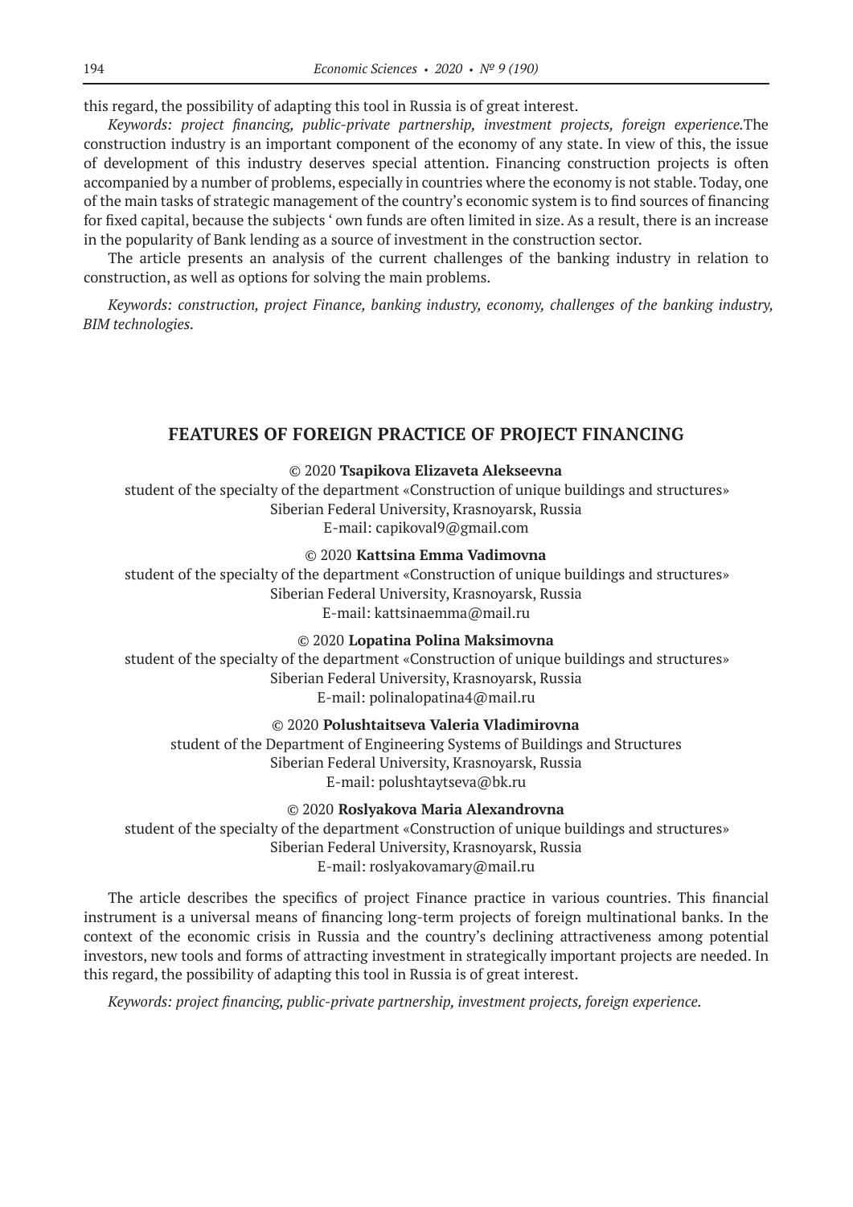this regard, the possibility of adapting this tool in Russia is of great interest.

*Keywords: project financing, public-private partnership, investment projects, foreign experience.*The construction industry is an important component of the economy of any state. In view of this, the issue of development of this industry deserves special attention. Financing construction projects is often accompanied by a number of problems, especially in countries where the economy is not stable. Today, one of the main tasks of strategic management of the country's economic system is to find sources of financing for fixed capital, because the subjects ' own funds are often limited in size. As a result, there is an increase in the popularity of Bank lending as a source of investment in the construction sector.

The article presents an analysis of the current challenges of the banking industry in relation to construction, as well as options for solving the main problems.

*Keywords: construction, project Finance, banking industry, economy, challenges of the banking industry, BIM technologies.*

## FEATURES OF FOREIGN PRACTICE OF PROJECT FINANCING

© 2020 **Tsapikova Elizaveta Alekseevna**
student of the specialty of the department «Construction of unique buildings and structures»
Siberian Federal University, Krasnoyarsk, Russia
E-mail: capikoval9@gmail.com

© 2020 **Kattsina Emma Vadimovna**
student of the specialty of the department «Construction of unique buildings and structures»
Siberian Federal University, Krasnoyarsk, Russia
E-mail: kattsinaemma@mail.ru

© 2020 **Lopatina Polina Maksimovna**
student of the specialty of the department «Construction of unique buildings and structures»
Siberian Federal University, Krasnoyarsk, Russia
E-mail: polinalopatina4@mail.ru

© 2020 **Polushtaitseva Valeria Vladimirovna**
student of the Department of Engineering Systems of Buildings and Structures
Siberian Federal University, Krasnoyarsk, Russia
E-mail: polushtaytseva@bk.ru

© 2020 **Roslyakova Maria Alexandrovna**
student of the specialty of the department «Construction of unique buildings and structures»
Siberian Federal University, Krasnoyarsk, Russia
E-mail: roslyakovamary@mail.ru

The article describes the specifics of project Finance practice in various countries. This financial instrument is a universal means of financing long-term projects of foreign multinational banks. In the context of the economic crisis in Russia and the country's declining attractiveness among potential investors, new tools and forms of attracting investment in strategically important projects are needed. In this regard, the possibility of adapting this tool in Russia is of great interest.

*Keywords: project financing, public-private partnership, investment projects, foreign experience.*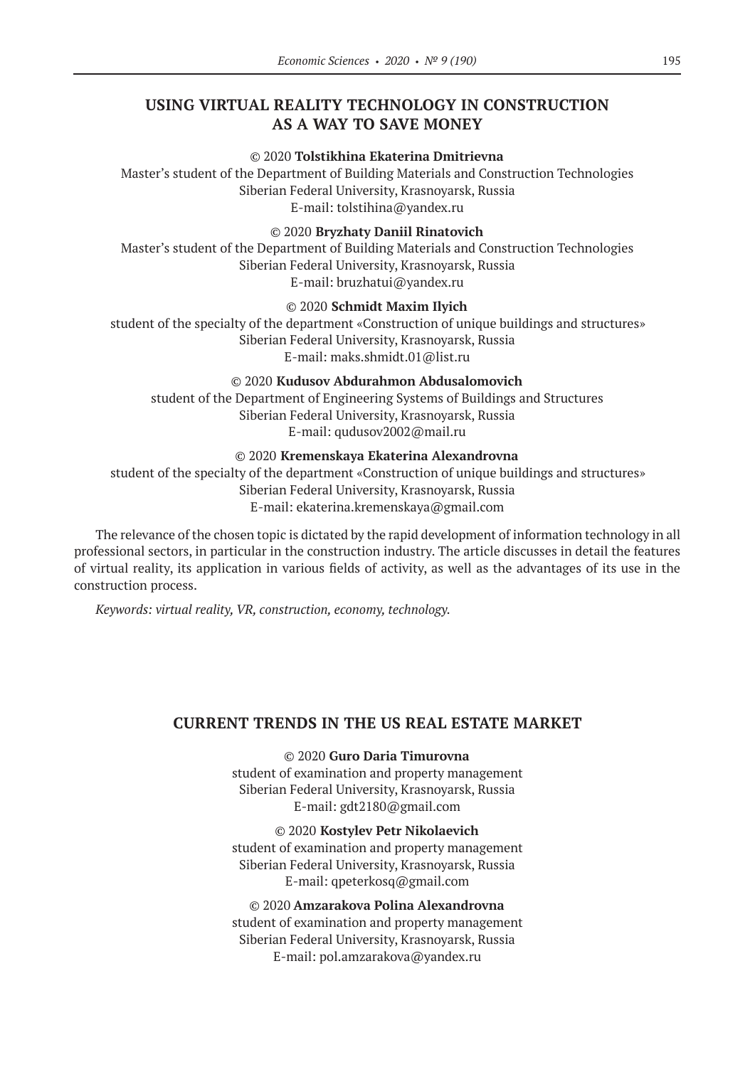## USING VIRTUAL REALITY TECHNOLOGY IN CONSTRUCTION AS A WAY TO SAVE MONEY

© 2020 **Tolstikhina Ekaterina Dmitrievna**
Master's student of the Department of Building Materials and Construction Technologies
Siberian Federal University, Krasnoyarsk, Russia
E-mail: tolstihina@yandex.ru

© 2020 **Bryzhaty Daniil Rinatovich**
Master's student of the Department of Building Materials and Construction Technologies
Siberian Federal University, Krasnoyarsk, Russia
E-mail: bruzhatui@yandex.ru

© 2020 **Schmidt Maxim Ilyich**
student of the specialty of the department «Construction of unique buildings and structures»
Siberian Federal University, Krasnoyarsk, Russia
E-mail: maks.shmidt.01@list.ru

© 2020 **Kudusov Abdurahmon Abdusalomovich**
student of the Department of Engineering Systems of Buildings and Structures
Siberian Federal University, Krasnoyarsk, Russia
E-mail: qudusov2002@mail.ru

© 2020 **Kremenskaya Ekaterina Alexandrovna**
student of the specialty of the department «Construction of unique buildings and structures»
Siberian Federal University, Krasnoyarsk, Russia
E-mail: ekaterina.kremenskaya@gmail.com

The relevance of the chosen topic is dictated by the rapid development of information technology in all professional sectors, in particular in the construction industry. The article discusses in detail the features of virtual reality, its application in various fields of activity, as well as the advantages of its use in the construction process.

*Keywords: virtual reality, VR, construction, economy, technology.*

## CURRENT TRENDS IN THE US REAL ESTATE MARKET

© 2020 **Guro Daria Timurovna**
student of examination and property management
Siberian Federal University, Krasnoyarsk, Russia
E-mail: gdt2180@gmail.com

© 2020 **Kostylev Petr Nikolaevich**
student of examination and property management
Siberian Federal University, Krasnoyarsk, Russia
E-mail: qpeterkosq@gmail.com

© 2020 **Amzarakova Polina Alexandrovna**
student of examination and property management
Siberian Federal University, Krasnoyarsk, Russia
E-mail: pol.amzarakova@yandex.ru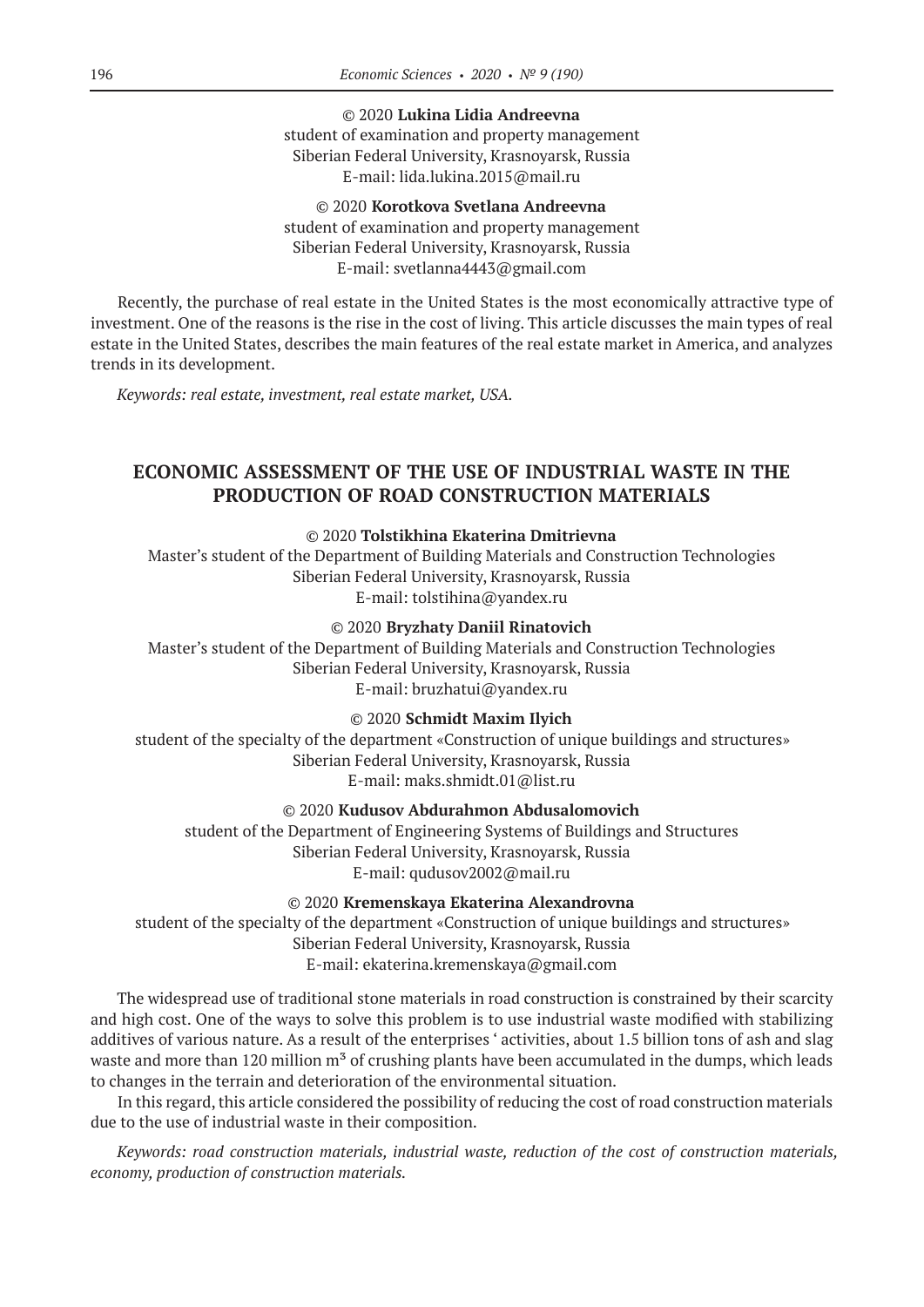© 2020 **Lukina Lidia Andreevna**
student of examination and property management
Siberian Federal University, Krasnoyarsk, Russia
E-mail: lida.lukina.2015@mail.ru

© 2020 **Korotkova Svetlana Andreevna**
student of examination and property management
Siberian Federal University, Krasnoyarsk, Russia
E-mail: svetlanna4443@gmail.com

Recently, the purchase of real estate in the United States is the most economically attractive type of investment. One of the reasons is the rise in the cost of living. This article discusses the main types of real estate in the United States, describes the main features of the real estate market in America, and analyzes trends in its development.

*Keywords: real estate, investment, real estate market, USA.*

## ECONOMIC ASSESSMENT OF THE USE OF INDUSTRIAL WASTE IN THE PRODUCTION OF ROAD CONSTRUCTION MATERIALS

© 2020 **Tolstikhina Ekaterina Dmitrievna**
Master's student of the Department of Building Materials and Construction Technologies
Siberian Federal University, Krasnoyarsk, Russia
E-mail: tolstihina@yandex.ru

© 2020 **Bryzhaty Daniil Rinatovich**
Master's student of the Department of Building Materials and Construction Technologies
Siberian Federal University, Krasnoyarsk, Russia
E-mail: bruzhatui@yandex.ru

© 2020 **Schmidt Maxim Ilyich**
student of the specialty of the department «Construction of unique buildings and structures»
Siberian Federal University, Krasnoyarsk, Russia
E-mail: maks.shmidt.01@list.ru

© 2020 **Kudusov Abdurahmon Abdusalomovich**
student of the Department of Engineering Systems of Buildings and Structures
Siberian Federal University, Krasnoyarsk, Russia
E-mail: qudusov2002@mail.ru

© 2020 **Kremenskaya Ekaterina Alexandrovna**
student of the specialty of the department «Construction of unique buildings and structures»
Siberian Federal University, Krasnoyarsk, Russia
E-mail: ekaterina.kremenskaya@gmail.com

The widespread use of traditional stone materials in road construction is constrained by their scarcity and high cost. One of the ways to solve this problem is to use industrial waste modified with stabilizing additives of various nature. As a result of the enterprises ' activities, about 1.5 billion tons of ash and slag waste and more than 120 million $m^3$ of crushing plants have been accumulated in the dumps, which leads to changes in the terrain and deterioration of the environmental situation.

In this regard, this article considered the possibility of reducing the cost of road construction materials due to the use of industrial waste in their composition.

*Keywords: road construction materials, industrial waste, reduction of the cost of construction materials, economy, production of construction materials.*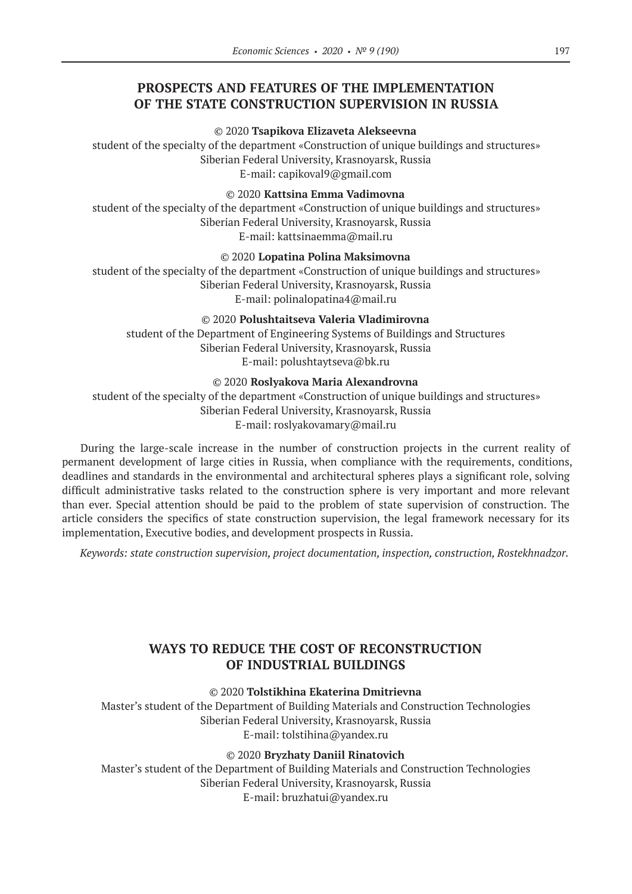## PROSPECTS AND FEATURES OF THE IMPLEMENTATION OF THE STATE CONSTRUCTION SUPERVISION IN RUSSIA

© 2020 **Tsapikova Elizaveta Alekseevna**
student of the specialty of the department «Construction of unique buildings and structures»
Siberian Federal University, Krasnoyarsk, Russia
E-mail: capikoval9@gmail.com

© 2020 **Kattsina Emma Vadimovna**
student of the specialty of the department «Construction of unique buildings and structures»
Siberian Federal University, Krasnoyarsk, Russia
E-mail: kattsinaemma@mail.ru

© 2020 **Lopatina Polina Maksimovna**
student of the specialty of the department «Construction of unique buildings and structures»
Siberian Federal University, Krasnoyarsk, Russia
E-mail: polinalopatina4@mail.ru

© 2020 **Polushtaitseva Valeria Vladimirovna**
student of the Department of Engineering Systems of Buildings and Structures
Siberian Federal University, Krasnoyarsk, Russia
E-mail: polushtaytseva@bk.ru

© 2020 **Roslyakova Maria Alexandrovna**
student of the specialty of the department «Construction of unique buildings and structures»
Siberian Federal University, Krasnoyarsk, Russia
E-mail: roslyakovamary@mail.ru

During the large-scale increase in the number of construction projects in the current reality of permanent development of large cities in Russia, when compliance with the requirements, conditions, deadlines and standards in the environmental and architectural spheres plays a significant role, solving difficult administrative tasks related to the construction sphere is very important and more relevant than ever. Special attention should be paid to the problem of state supervision of construction. The article considers the specifics of state construction supervision, the legal framework necessary for its implementation, Executive bodies, and development prospects in Russia.

*Keywords: state construction supervision, project documentation, inspection, construction, Rostekhnadzor.*

## WAYS TO REDUCE THE COST OF RECONSTRUCTION OF INDUSTRIAL BUILDINGS

© 2020 **Tolstikhina Ekaterina Dmitrievna**
Master's student of the Department of Building Materials and Construction Technologies
Siberian Federal University, Krasnoyarsk, Russia
E-mail: tolstihina@yandex.ru

© 2020 **Bryzhaty Daniil Rinatovich**
Master's student of the Department of Building Materials and Construction Technologies
Siberian Federal University, Krasnoyarsk, Russia
E-mail: bruzhatui@yandex.ru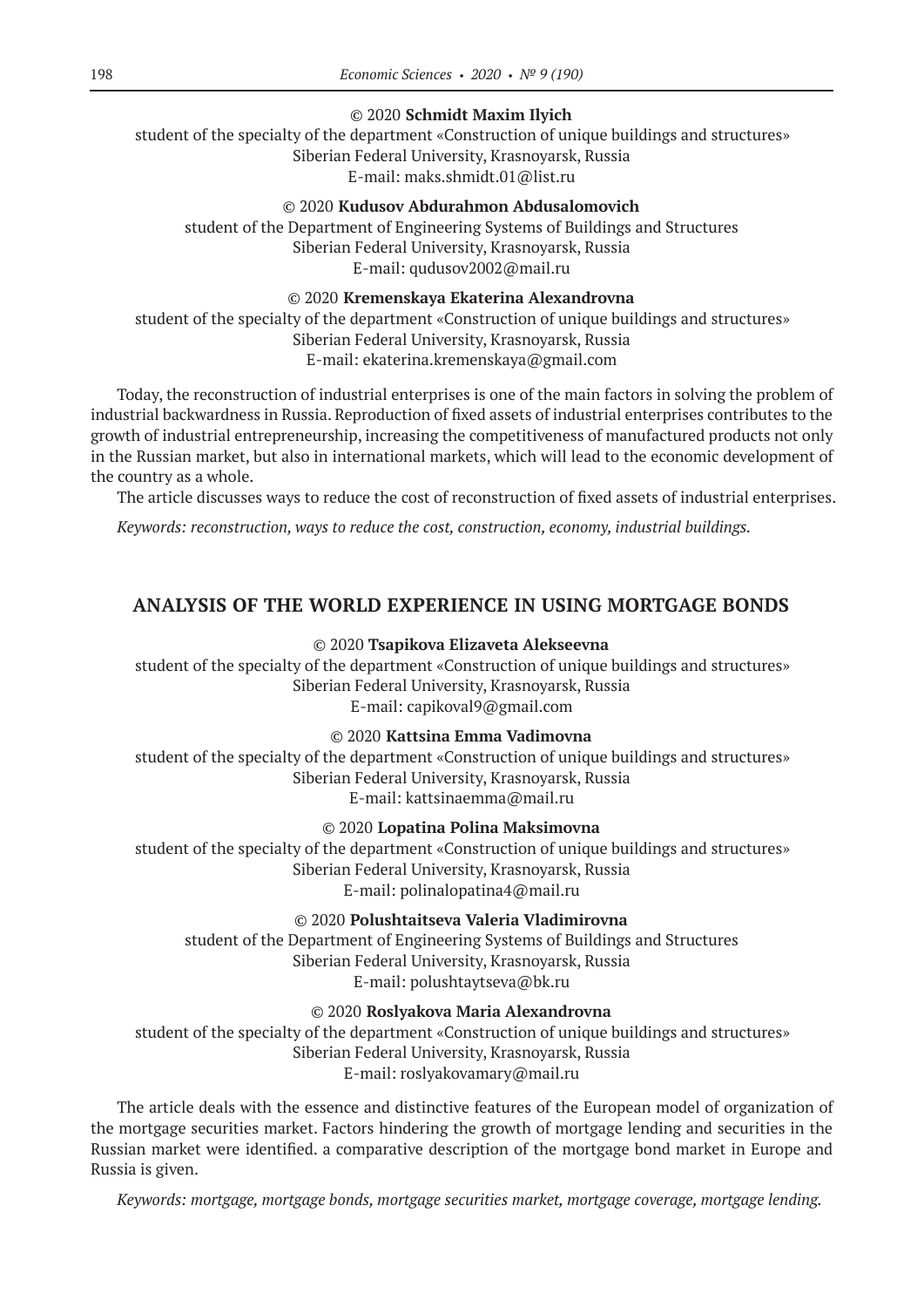© 2020 **Schmidt Maxim Ilyich**
student of the specialty of the department «Construction of unique buildings and structures»
Siberian Federal University, Krasnoyarsk, Russia
E-mail: maks.shmidt.01@list.ru

© 2020 **Kudusov Abdurahmon Abdusalomovich**
student of the Department of Engineering Systems of Buildings and Structures
Siberian Federal University, Krasnoyarsk, Russia
E-mail: qudusov2002@mail.ru

© 2020 **Kremenskaya Ekaterina Alexandrovna**
student of the specialty of the department «Construction of unique buildings and structures»
Siberian Federal University, Krasnoyarsk, Russia
E-mail: ekaterina.kremenskaya@gmail.com

Today, the reconstruction of industrial enterprises is one of the main factors in solving the problem of industrial backwardness in Russia. Reproduction of fixed assets of industrial enterprises contributes to the growth of industrial entrepreneurship, increasing the competitiveness of manufactured products not only in the Russian market, but also in international markets, which will lead to the economic development of the country as a whole.

The article discusses ways to reduce the cost of reconstruction of fixed assets of industrial enterprises.

*Keywords: reconstruction, ways to reduce the cost, construction, economy, industrial buildings.*

## ANALYSIS OF THE WORLD EXPERIENCE IN USING MORTGAGE BONDS

© 2020 **Tsapikova Elizaveta Alekseevna**
student of the specialty of the department «Construction of unique buildings and structures»
Siberian Federal University, Krasnoyarsk, Russia
E-mail: capikoval9@gmail.com

© 2020 **Kattsina Emma Vadimovna**
student of the specialty of the department «Construction of unique buildings and structures»
Siberian Federal University, Krasnoyarsk, Russia
E-mail: kattsinaemma@mail.ru

© 2020 **Lopatina Polina Maksimovna**
student of the specialty of the department «Construction of unique buildings and structures»
Siberian Federal University, Krasnoyarsk, Russia
E-mail: polinalopatina4@mail.ru

© 2020 **Polushtaitseva Valeria Vladimirovna**
student of the Department of Engineering Systems of Buildings and Structures
Siberian Federal University, Krasnoyarsk, Russia
E-mail: polushtaytseva@bk.ru

© 2020 **Roslyakova Maria Alexandrovna**
student of the specialty of the department «Construction of unique buildings and structures»
Siberian Federal University, Krasnoyarsk, Russia
E-mail: roslyakovamary@mail.ru

The article deals with the essence and distinctive features of the European model of organization of the mortgage securities market. Factors hindering the growth of mortgage lending and securities in the Russian market were identified. a comparative description of the mortgage bond market in Europe and Russia is given.

*Keywords: mortgage, mortgage bonds, mortgage securities market, mortgage coverage, mortgage lending.*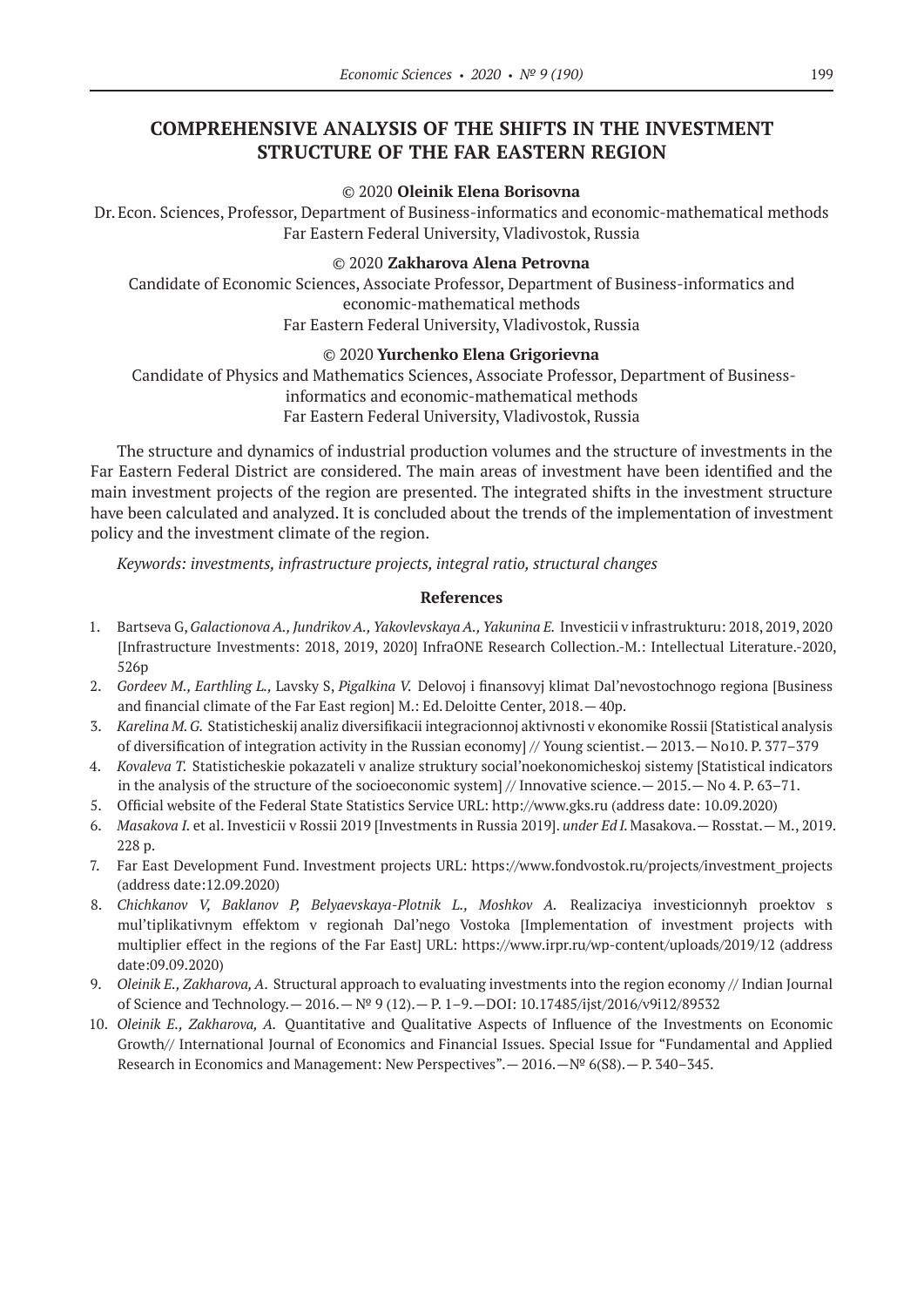# COMPREHENSIVE ANALYSIS OF THE SHIFTS IN THE INVESTMENT STRUCTURE OF THE FAR EASTERN REGION

© 2020 **Oleinik Elena Borisovna**

Dr. Econ. Sciences, Professor, Department of Business-informatics and economic-mathematical methods
Far Eastern Federal University, Vladivostok, Russia

© 2020 **Zakharova Alena Petrovna**

Candidate of Economic Sciences, Associate Professor, Department of Business-informatics and economic-mathematical methods
Far Eastern Federal University, Vladivostok, Russia

© 2020 **Yurchenko Elena Grigorievna**

Candidate of Physics and Mathematics Sciences, Associate Professor, Department of Business-informatics and economic-mathematical methods
Far Eastern Federal University, Vladivostok, Russia

The structure and dynamics of industrial production volumes and the structure of investments in the Far Eastern Federal District are considered. The main areas of investment have been identified and the main investment projects of the region are presented. The integrated shifts in the investment structure have been calculated and analyzed. It is concluded about the trends of the implementation of investment policy and the investment climate of the region.

*Keywords: investments, infrastructure projects, integral ratio, structural changes*

## References

1. Bartseva G, *Galactionova A., Jundrikov A., Yakovlevskaya A., Yakunina E.* Investicii v infrastrukturu: 2018, 2019, 2020 [Infrastructure Investments: 2018, 2019, 2020] InfraONE Research Collection.-M.: Intellectual Literature.-2020, 526p
2. *Gordeev M., Earthling L.,* Lavsky S, *Pigalkina V.* Delovoj i finansovyj klimat Dal'nevostochnogo regiona [Business and financial climate of the Far East region] M.: Ed. Deloitte Center, 2018. — 40p.
3. *Karelina M. G.* Statisticheskij analiz diversifikacii integracionnoj aktivnosti v ekonomike Rossii [Statistical analysis of diversification of integration activity in the Russian economy] // Young scientist. — 2013. — No10. P. 377–379
4. *Kovaleva T.* Statisticheskie pokazateli v analize struktury social'noekonomicheskoj sistemy [Statistical indicators in the analysis of the structure of the socioeconomic system] // Innovative science. — 2015. — No 4. P. 63–71.
5. Official website of the Federal State Statistics Service URL: http://www.gks.ru (address date: 10.09.2020)
6. *Masakova I.* et al. Investicii v Rossii 2019 [Investments in Russia 2019]. *under Ed I.* Masakova. — Rosstat. — M., 2019. 228 p.
7. Far East Development Fund. Investment projects URL: https://www.fondvostok.ru/projects/investment_projects (address date:12.09.2020)
8. *Chichkanov V, Baklanov P, Belyaevskaya-Plotnik L., Moshkov A.* Realizaciya investicionnyh proektov s mul'tiplikativnym effektom v regionah Dal'nego Vostoka [Implementation of investment projects with multiplier effect in the regions of the Far East] URL: https://www.irpr.ru/wp-content/uploads/2019/12 (address date:09.09.2020)
9. *Oleinik E., Zakharova, A.* Structural approach to evaluating investments into the region economy // Indian Journal of Science and Technology. — 2016. — № 9 (12). — P. 1–9. —DOI: 10.17485/ijst/2016/v9i12/89532
10. *Oleinik E., Zakharova, A.* Quantitative and Qualitative Aspects of Influence of the Investments on Economic Growth// International Journal of Economics and Financial Issues. Special Issue for "Fundamental and Applied Research in Economics and Management: New Perspectives". — 2016. —№ 6(S8). — P. 340–345.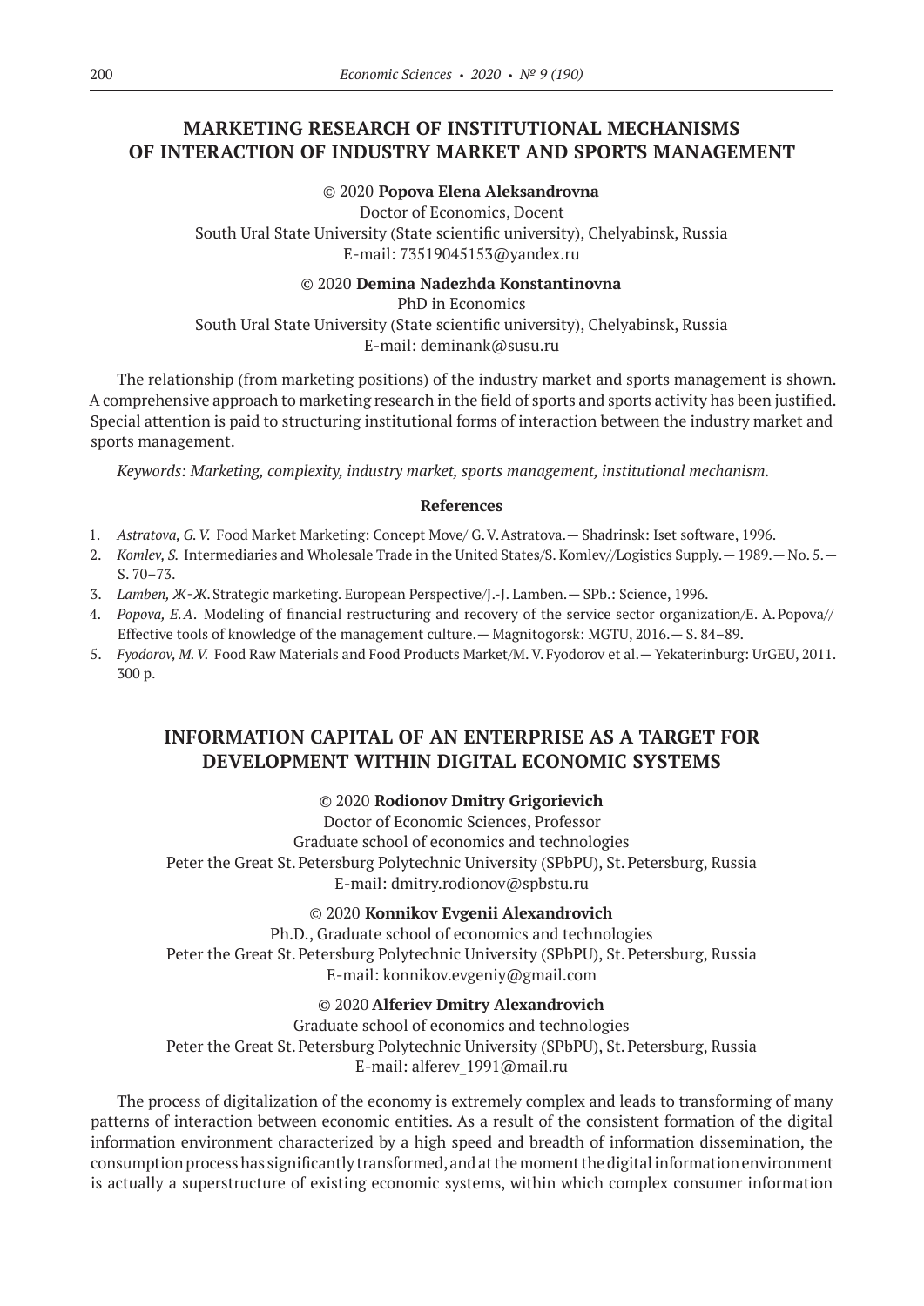## MARKETING RESEARCH OF INSTITUTIONAL MECHANISMS OF INTERACTION OF INDUSTRY MARKET AND SPORTS MANAGEMENT

© 2020 **Popova Elena Aleksandrovna**
Doctor of Economics, Docent
South Ural State University (State scientific university), Chelyabinsk, Russia
E-mail: 73519045153@yandex.ru

© 2020 **Demina Nadezhda Konstantinovna**
PhD in Economics
South Ural State University (State scientific university), Chelyabinsk, Russia
E-mail: deminank@susu.ru

The relationship (from marketing positions) of the industry market and sports management is shown. A comprehensive approach to marketing research in the field of sports and sports activity has been justified. Special attention is paid to structuring institutional forms of interaction between the industry market and sports management.

*Keywords: Marketing, complexity, industry market, sports management, institutional mechanism.*

#### References

1. *Astratova, G. V.* Food Market Marketing: Concept Move/ G. V. Astratova.— Shadrinsk: Iset software, 1996.
2. *Komlev, S.* Intermediaries and Wholesale Trade in the United States/S. Komlev//Logistics Supply.— 1989.— No. 5.— S. 70–73.
3. *Lamben, Ж-Ж.* Strategic marketing. European Perspective/J.-J. Lamben.— SPb.: Science, 1996.
4. *Popova, E. A.* Modeling of financial restructuring and recovery of the service sector organization/E. A. Popova// Effective tools of knowledge of the management culture.— Magnitogorsk: MGTU, 2016.— S. 84–89.
5. *Fyodorov, M. V.* Food Raw Materials and Food Products Market/M. V. Fyodorov et al.— Yekaterinburg: UrGEU, 2011. 300 p.

## INFORMATION CAPITAL OF AN ENTERPRISE AS A TARGET FOR DEVELOPMENT WITHIN DIGITAL ECONOMIC SYSTEMS

© 2020 **Rodionov Dmitry Grigorievich**
Doctor of Economic Sciences, Professor
Graduate school of economics and technologies
Peter the Great St. Petersburg Polytechnic University (SPbPU), St. Petersburg, Russia
E-mail: dmitry.rodionov@spbstu.ru

© 2020 **Konnikov Evgenii Alexandrovich**
Ph.D., Graduate school of economics and technologies
Peter the Great St. Petersburg Polytechnic University (SPbPU), St. Petersburg, Russia
E-mail: konnikov.evgeniy@gmail.com

© 2020 **Alferiev Dmitry Alexandrovich**
Graduate school of economics and technologies
Peter the Great St. Petersburg Polytechnic University (SPbPU), St. Petersburg, Russia
E-mail: alferev_1991@mail.ru

The process of digitalization of the economy is extremely complex and leads to transforming of many patterns of interaction between economic entities. As a result of the consistent formation of the digital information environment characterized by a high speed and breadth of information dissemination, the consumption process has significantly transformed, and at the moment the digital information environment is actually a superstructure of existing economic systems, within which complex consumer information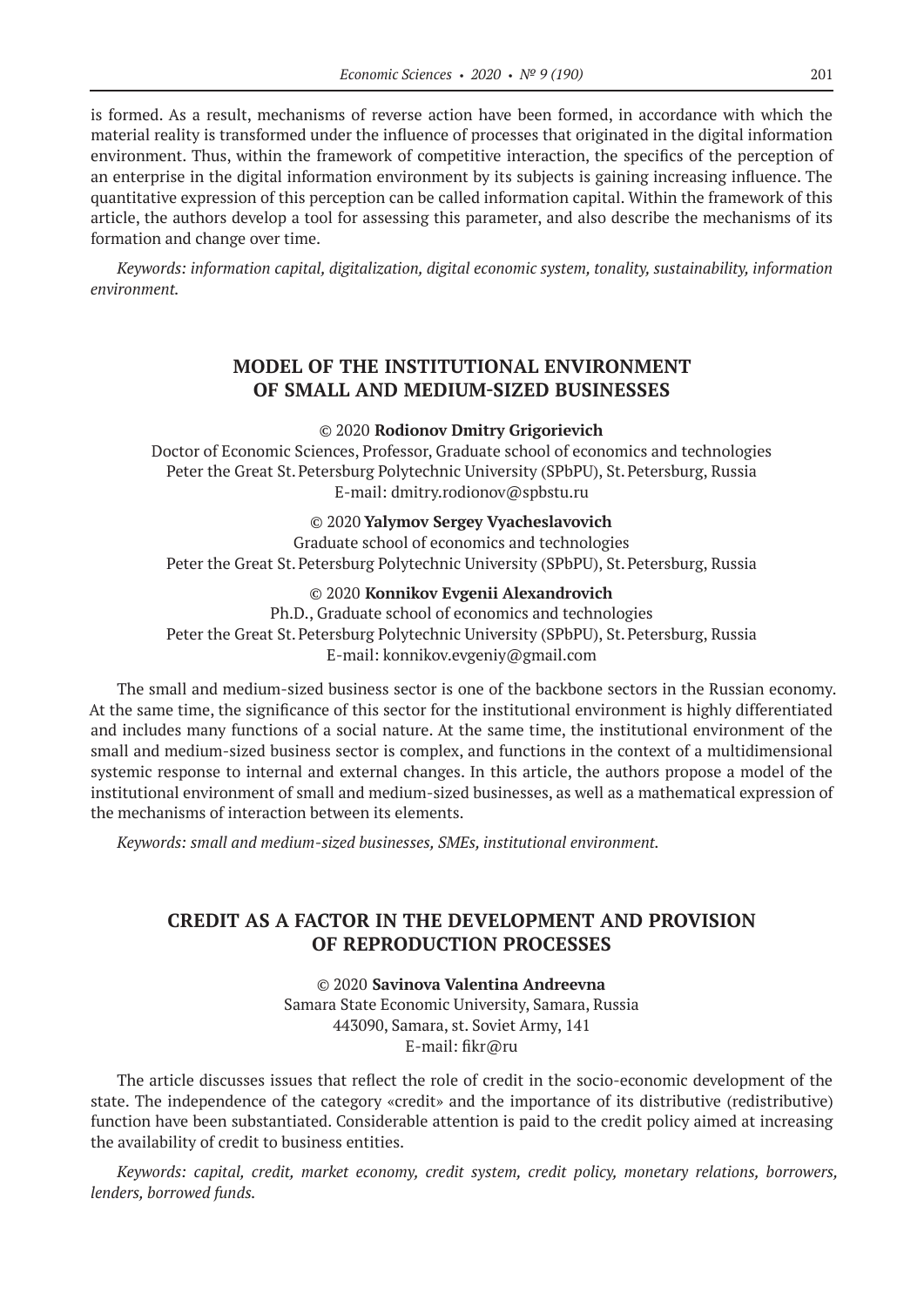is formed. As a result, mechanisms of reverse action have been formed, in accordance with which the material reality is transformed under the influence of processes that originated in the digital information environment. Thus, within the framework of competitive interaction, the specifics of the perception of an enterprise in the digital information environment by its subjects is gaining increasing influence. The quantitative expression of this perception can be called information capital. Within the framework of this article, the authors develop a tool for assessing this parameter, and also describe the mechanisms of its formation and change over time.

*Keywords: information capital, digitalization, digital economic system, tonality, sustainability, information environment.*

## MODEL OF THE INSTITUTIONAL ENVIRONMENT OF SMALL AND MEDIUM-SIZED BUSINESSES

© 2020 **Rodionov Dmitry Grigorievich**
Doctor of Economic Sciences, Professor, Graduate school of economics and technologies
Peter the Great St. Petersburg Polytechnic University (SPbPU), St. Petersburg, Russia
E-mail: dmitry.rodionov@spbstu.ru

© 2020 **Yalymov Sergey Vyacheslavovich**
Graduate school of economics and technologies
Peter the Great St. Petersburg Polytechnic University (SPbPU), St. Petersburg, Russia

© 2020 **Konnikov Evgenii Alexandrovich**
Ph.D., Graduate school of economics and technologies
Peter the Great St. Petersburg Polytechnic University (SPbPU), St. Petersburg, Russia
E-mail: konnikov.evgeniy@gmail.com

The small and medium-sized business sector is one of the backbone sectors in the Russian economy. At the same time, the significance of this sector for the institutional environment is highly differentiated and includes many functions of a social nature. At the same time, the institutional environment of the small and medium-sized business sector is complex, and functions in the context of a multidimensional systemic response to internal and external changes. In this article, the authors propose a model of the institutional environment of small and medium-sized businesses, as well as a mathematical expression of the mechanisms of interaction between its elements.

*Keywords: small and medium-sized businesses, SMEs, institutional environment.*

## CREDIT AS A FACTOR IN THE DEVELOPMENT AND PROVISION OF REPRODUCTION PROCESSES

© 2020 **Savinova Valentina Andreevna**
Samara State Economic University, Samara, Russia
443090, Samara, st. Soviet Army, 141
E-mail: fikr@ru

The article discusses issues that reflect the role of credit in the socio-economic development of the state. The independence of the category «credit» and the importance of its distributive (redistributive) function have been substantiated. Considerable attention is paid to the credit policy aimed at increasing the availability of credit to business entities.

*Keywords: capital, credit, market economy, credit system, credit policy, monetary relations, borrowers, lenders, borrowed funds.*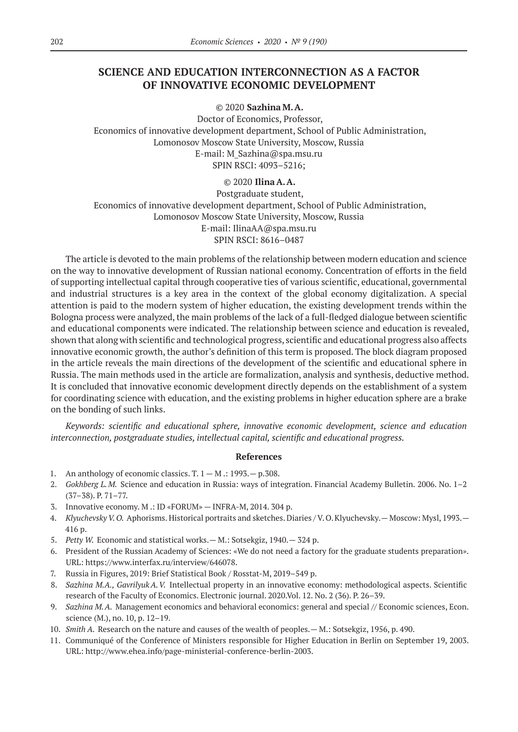# SCIENCE AND EDUCATION INTERCONNECTION AS A FACTOR OF INNOVATIVE ECONOMIC DEVELOPMENT

© 2020 **Sazhina M. A.**
Doctor of Economics, Professor,
Economics of innovative development department, School of Public Administration,
Lomonosov Moscow State University, Moscow, Russia
E-mail: M_Sazhina@spa.msu.ru
SPIN RSCI: 4093–5216;

© 2020 **Ilina A. A.**
Postgraduate student,
Economics of innovative development department, School of Public Administration,
Lomonosov Moscow State University, Moscow, Russia
E-mail: IlinaAA@spa.msu.ru
SPIN RSCI: 8616–0487

The article is devoted to the main problems of the relationship between modern education and science on the way to innovative development of Russian national economy. Concentration of efforts in the field of supporting intellectual capital through cooperative ties of various scientific, educational, governmental and industrial structures is a key area in the context of the global economy digitalization. A special attention is paid to the modern system of higher education, the existing development trends within the Bologna process were analyzed, the main problems of the lack of a full-fledged dialogue between scientific and educational components were indicated. The relationship between science and education is revealed, shown that along with scientific and technological progress, scientific and educational progress also affects innovative economic growth, the author's definition of this term is proposed. The block diagram proposed in the article reveals the main directions of the development of the scientific and educational sphere in Russia. The main methods used in the article are formalization, analysis and synthesis, deductive method. It is concluded that innovative economic development directly depends on the establishment of a system for coordinating science with education, and the existing problems in higher education sphere are a brake on the bonding of such links.

*Keywords: scientific and educational sphere, innovative economic development, science and education interconnection, postgraduate studies, intellectual capital, scientific and educational progress.*

## References

1. An anthology of economic classics. T. 1 — M .: 1993.— p.308.
2. *Gokhberg L. M.* Science and education in Russia: ways of integration. Financial Academy Bulletin. 2006. No. 1–2 (37–38). P. 71–77.
3. Innovative economy. M .: ID «FORUM» — INFRA-M, 2014. 304 p.
4. *Klyuchevsky V. O.* Aphorisms. Historical portraits and sketches. Diaries / V. O. Klyuchevsky.— Moscow: Mysl, 1993.— 416 p.
5. *Petty W.* Economic and statistical works.— M.: Sotsekgiz, 1940.— 324 p.
6. President of the Russian Academy of Sciences: «We do not need a factory for the graduate students preparation». URL: https://www.interfax.ru/interview/646078.
7. Russia in Figures, 2019: Brief Statistical Book / Rosstat-M, 2019–549 p.
8. *Sazhina M.A., Gavrilyuk A. V.* Intellectual property in an innovative economy: methodological aspects. Scientific research of the Faculty of Economics. Electronic journal. 2020.Vol. 12. No. 2 (36). P. 26–39.
9. *Sazhina M. A.* Management economics and behavioral economics: general and special // Economic sciences, Econ. science (M.), no. 10, p. 12–19.
10. *Smith A.* Research on the nature and causes of the wealth of peoples.— M.: Sotsekgiz, 1956, p. 490.
11. Communiqué of the Conference of Ministers responsible for Higher Education in Berlin on September 19, 2003. URL: http://www.ehea.info/page-ministerial-conference-berlin-2003.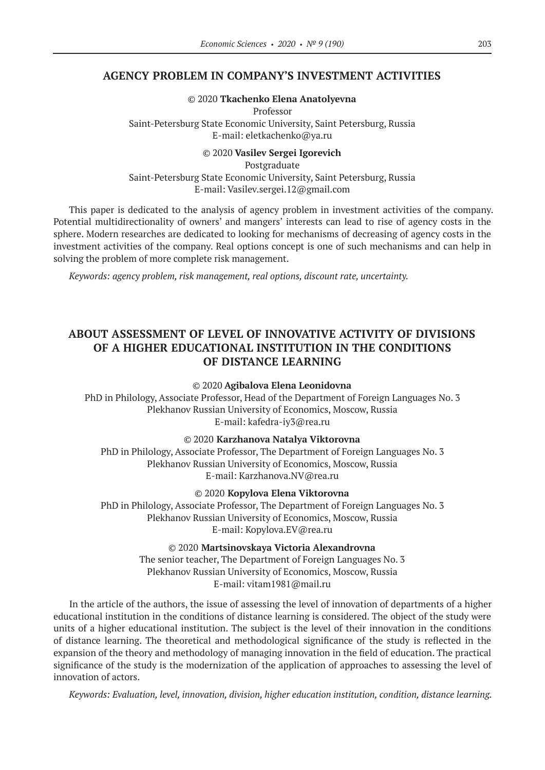## AGENCY PROBLEM IN COMPANY'S INVESTMENT ACTIVITIES

© 2020 **Tkachenko Elena Anatolyevna**
Professor
Saint-Petersburg State Economic University, Saint Petersburg, Russia
E-mail: eletkachenko@ya.ru

© 2020 **Vasilev Sergei Igorevich**
Postgraduate
Saint-Petersburg State Economic University, Saint Petersburg, Russia
E-mail: Vasilev.sergei.12@gmail.com

This paper is dedicated to the analysis of agency problem in investment activities of the company. Potential multidirectionality of owners' and mangers' interests can lead to rise of agency costs in the sphere. Modern researches are dedicated to looking for mechanisms of decreasing of agency costs in the investment activities of the company. Real options concept is one of such mechanisms and can help in solving the problem of more complete risk management.

*Keywords: agency problem, risk management, real options, discount rate, uncertainty.*

## ABOUT ASSESSMENT OF LEVEL OF INNOVATIVE ACTIVITY OF DIVISIONS OF A HIGHER EDUCATIONAL INSTITUTION IN THE CONDITIONS OF DISTANCE LEARNING

© 2020 **Agibalova Elena Leonidovna**
PhD in Philology, Associate Professor, Head of the Department of Foreign Languages No. 3
Plekhanov Russian University of Economics, Moscow, Russia
E-mail: kafedra-iy3@rea.ru

© 2020 **Karzhanova Natalya Viktorovna**
PhD in Philology, Associate Professor, The Department of Foreign Languages No. 3
Plekhanov Russian University of Economics, Moscow, Russia
E-mail: Karzhanova.NV@rea.ru

© 2020 **Kopylova Elena Viktorovna**
PhD in Philology, Associate Professor, The Department of Foreign Languages No. 3
Plekhanov Russian University of Economics, Moscow, Russia
E-mail: Kopylova.EV@rea.ru

© 2020 **Martsinovskaya Victoria Alexandrovna**
The senior teacher, The Department of Foreign Languages No. 3
Plekhanov Russian University of Economics, Moscow, Russia
E-mail: vitam1981@mail.ru

In the article of the authors, the issue of assessing the level of innovation of departments of a higher educational institution in the conditions of distance learning is considered. The object of the study were units of a higher educational institution. The subject is the level of their innovation in the conditions of distance learning. The theoretical and methodological significance of the study is reflected in the expansion of the theory and methodology of managing innovation in the field of education. The practical significance of the study is the modernization of the application of approaches to assessing the level of innovation of actors.

*Keywords: Evaluation, level, innovation, division, higher education institution, condition, distance learning.*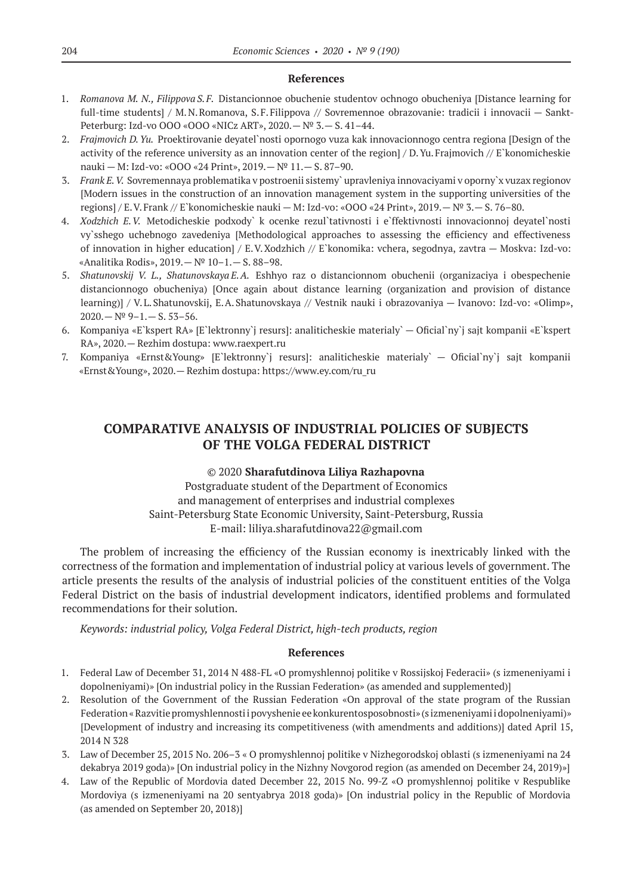**References**

1. *Romanova M. N., Filippova S. F.* Distancionnoe obuchenie studentov ochnogo obucheniya [Distance learning for full-time students] / M. N. Romanova, S. F. Filippova // Sovremennoe obrazovanie: tradicii i innovacii — Sankt-Peterburg: Izd-vo OOO «OOO «NICz ART», 2020.— № 3.— S. 41–44.
2. *Frajmovich D. Yu.* Proektirovanie deyatel`nosti opornogo vuza kak innovacionnogo centra regiona [Design of the activity of the reference university as an innovation center of the region] / D. Yu. Frajmovich // E`konomicheskie nauki — M: Izd-vo: «OOO «24 Print», 2019.— № 11.— S. 87–90.
3. *Frank E. V.* Sovremennaya problematika v postroenii sistemy` upravleniya innovaciyami v oporny`x vuzax regionov [Modern issues in the construction of an innovation management system in the supporting universities of the regions] / E. V. Frank // E`konomicheskie nauki — M: Izd-vo: «OOO «24 Print», 2019.— № 3.— S. 76–80.
4. *Xodzhich E. V.* Metodicheskie podxody` k ocenke rezul`tativnosti i e`ffektivnosti innovacionnoj deyatel`nosti vy`sshego uchebnogo zavedeniya [Methodological approaches to assessing the efficiency and effectiveness of innovation in higher education] / E. V. Xodzhich // E`konomika: vchera, segodnya, zavtra — Moskva: Izd-vo: «Analitika Rodis», 2019.— № 10–1.— S. 88–98.
5. *Shatunovskij V. L., Shatunovskaya E. A.* Eshhyo raz o distancionnom obuchenii (organizaciya i obespechenie distancionnogo obucheniya) [Once again about distance learning (organization and provision of distance learning)] / V. L. Shatunovskij, E. A. Shatunovskaya // Vestnik nauki i obrazovaniya — Ivanovo: Izd-vo: «Olimp», 2020.— № 9–1.— S. 53–56.
6. Kompaniya «E`kspert RA» [E`lektronny`j resurs]: analiticheskie materialy` — Oficial`ny`j sajt kompanii «E`kspert RA», 2020.— Rezhim dostupa: www.raexpert.ru
7. Kompaniya «Ernst&Young» [E`lektronny`j resurs]: analiticheskie materialy` — Oficial`ny`j sajt kompanii «Ernst&Young», 2020.— Rezhim dostupa: https://www.ey.com/ru_ru

## COMPARATIVE ANALYSIS OF INDUSTRIAL POLICIES OF SUBJECTS OF THE VOLGA FEDERAL DISTRICT

© 2020 **Sharafutdinova Liliya Razhapovna**
Postgraduate student of the Department of Economics
and management of enterprises and industrial complexes
Saint-Petersburg State Economic University, Saint-Petersburg, Russia
E-mail: liliya.sharafutdinova22@gmail.com

The problem of increasing the efficiency of the Russian economy is inextricably linked with the correctness of the formation and implementation of industrial policy at various levels of government. The article presents the results of the analysis of industrial policies of the constituent entities of the Volga Federal District on the basis of industrial development indicators, identified problems and formulated recommendations for their solution.

*Keywords: industrial policy, Volga Federal District, high-tech products, region*

**References**

1. Federal Law of December 31, 2014 N 488-FL «O promyshlennoj politike v Rossijskoj Federacii» (s izmeneniyami i dopolneniyami)» [On industrial policy in the Russian Federation» (as amended and supplemented)]
2. Resolution of the Government of the Russian Federation «On approval of the state program of the Russian Federation « Razvitie promyshlennosti i povyshenie ee konkurentosposobnosti» (s izmeneniyami i dopolneniyami)» [Development of industry and increasing its competitiveness (with amendments and additions)] dated April 15, 2014 N 328
3. Law of December 25, 2015 No. 206–3 « O promyshlennoj politike v Nizhegorodskoj oblasti (s izmeneniyami na 24 dekabrya 2019 goda)» [On industrial policy in the Nizhny Novgorod region (as amended on December 24, 2019)»]
4. Law of the Republic of Mordovia dated December 22, 2015 No. 99-Z «O promyshlennoj politike v Respublike Mordoviya (s izmeneniyami na 20 sentyabrya 2018 goda)» [On industrial policy in the Republic of Mordovia (as amended on September 20, 2018)]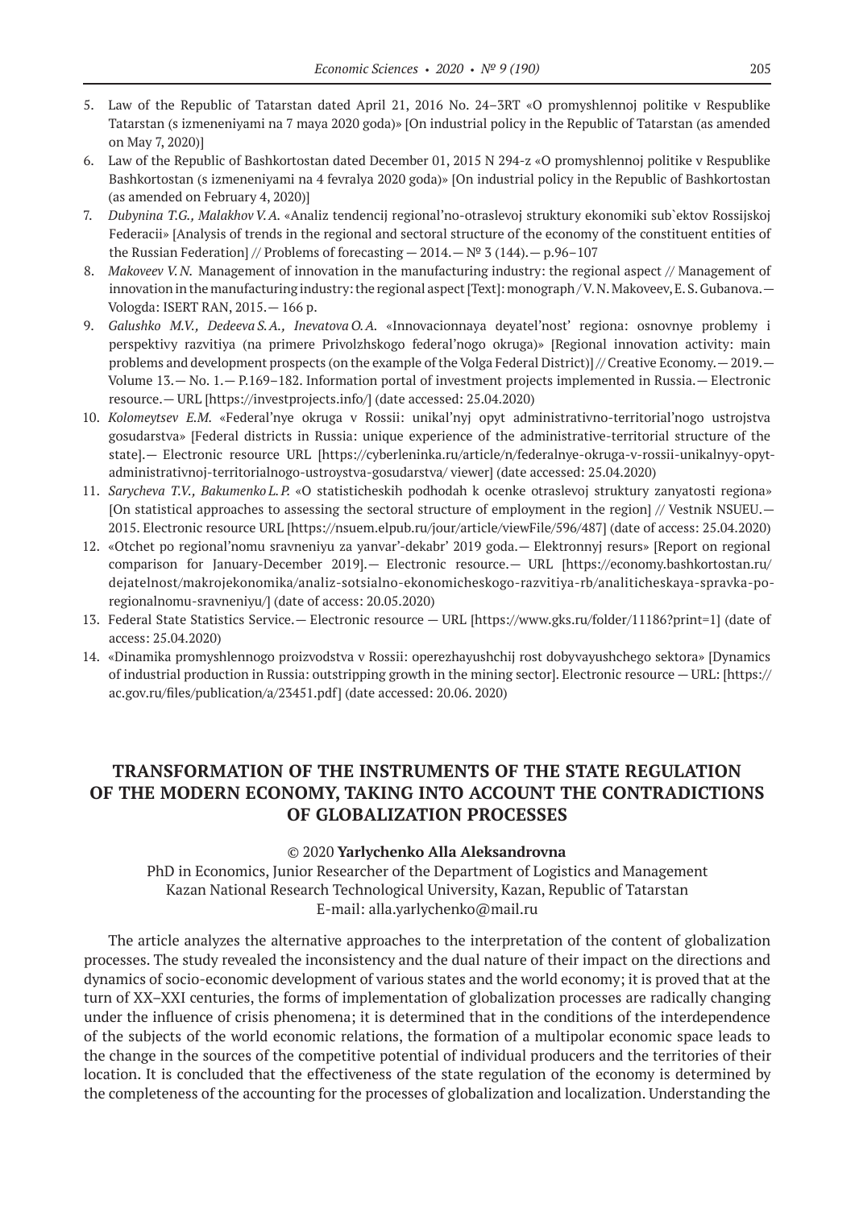5. Law of the Republic of Tatarstan dated April 21, 2016 No. 24–3RT «O promyshlennoj politike v Respublike Tatarstan (s izmeneniyami na 7 maya 2020 goda)» [On industrial policy in the Republic of Tatarstan (as amended on May 7, 2020)]
6. Law of the Republic of Bashkortostan dated December 01, 2015 N 294-z «O promyshlennoj politike v Respublike Bashkortostan (s izmeneniyami na 4 fevralya 2020 goda)» [On industrial policy in the Republic of Bashkortostan (as amended on February 4, 2020)]
7. *Dubynina T.G., Malakhov V.A.* «Analiz tendencij regional'no-otraslevoj struktury ekonomiki sub`ektov Rossijskoj Federacii» [Analysis of trends in the regional and sectoral structure of the economy of the constituent entities of the Russian Federation] // Problems of forecasting — 2014. — № 3 (144). — p.96–107
8. *Makoveev V.N.* Management of innovation in the manufacturing industry: the regional aspect // Management of innovation in the manufacturing industry: the regional aspect [Text]: monograph / V.N. Makoveev, E.S. Gubanova. — Vologda: ISERT RAN, 2015. — 166 p.
9. *Galushko M.V., Dedeeva S.A., Inevatova O.A.* «Innovacionnaya deyatel'nost' regiona: osnovnye problemy i perspektivy razvitiya (na primere Privolzhskogo federal'nogo okruga)» [Regional innovation activity: main problems and development prospects (on the example of the Volga Federal District)] // Creative Economy. — 2019. — Volume 13. — No. 1. — P.169–182. Information portal of investment projects implemented in Russia. — Electronic resource. — URL [https://investprojects.info/] (date accessed: 25.04.2020)
10. *Kolomeytsev E.M.* «Federal'nye okruga v Rossii: unikal'nyj opyt administrativno-territorial'nogo ustrojstva gosudarstva» [Federal districts in Russia: unique experience of the administrative-territorial structure of the state]. — Electronic resource URL [https://cyberleninka.ru/article/n/federalnye-okruga-v-rossii-unikalnyy-opyt-administrativnoj-territorialnogo-ustroystva-gosudarstva/ viewer] (date accessed: 25.04.2020)
11. *Sarycheva T.V., Bakumenko L.P.* «O statisticheskih podhodah k ocenke otraslevoj struktury zanyatosti regiona» [On statistical approaches to assessing the sectoral structure of employment in the region] // Vestnik NSUEU. — 2015. Electronic resource URL [https://nsuem.elpub.ru/jour/article/viewFile/596/487] (date of access: 25.04.2020)
12. «Otchet po regional'nomu sravneniyu za yanvar'-dekabr' 2019 goda. — Elektronnyj resurs» [Report on regional comparison for January-December 2019]. — Electronic resource. — URL [https://economy.bashkortostan.ru/dejatelnost/makrojekonomika/analiz-sotsialno-ekonomicheskogo-razvitiya-rb/analiticheskaya-spravka-po-regionalnomu-sravneniyu/] (date of access: 20.05.2020)
13. Federal State Statistics Service. — Electronic resource — URL [https://www.gks.ru/folder/11186?print=1] (date of access: 25.04.2020)
14. «Dinamika promyshlennogo proizvodstva v Rossii: operezhayushchij rost dobyvayushchego sektora» [Dynamics of industrial production in Russia: outstripping growth in the mining sector]. Electronic resource — URL: [https://ac.gov.ru/files/publication/a/23451.pdf] (date accessed: 20.06. 2020)

## TRANSFORMATION OF THE INSTRUMENTS OF THE STATE REGULATION OF THE MODERN ECONOMY, TAKING INTO ACCOUNT THE CONTRADICTIONS OF GLOBALIZATION PROCESSES

© 2020 **Yarlychenko Alla Aleksandrovna**

PhD in Economics, Junior Researcher of the Department of Logistics and Management
Kazan National Research Technological University, Kazan, Republic of Tatarstan
E-mail: alla.yarlychenko@mail.ru

The article analyzes the alternative approaches to the interpretation of the content of globalization processes. The study revealed the inconsistency and the dual nature of their impact on the directions and dynamics of socio-economic development of various states and the world economy; it is proved that at the turn of XX–XXI centuries, the forms of implementation of globalization processes are radically changing under the influence of crisis phenomena; it is determined that in the conditions of the interdependence of the subjects of the world economic relations, the formation of a multipolar economic space leads to the change in the sources of the competitive potential of individual producers and the territories of their location. It is concluded that the effectiveness of the state regulation of the economy is determined by the completeness of the accounting for the processes of globalization and localization. Understanding the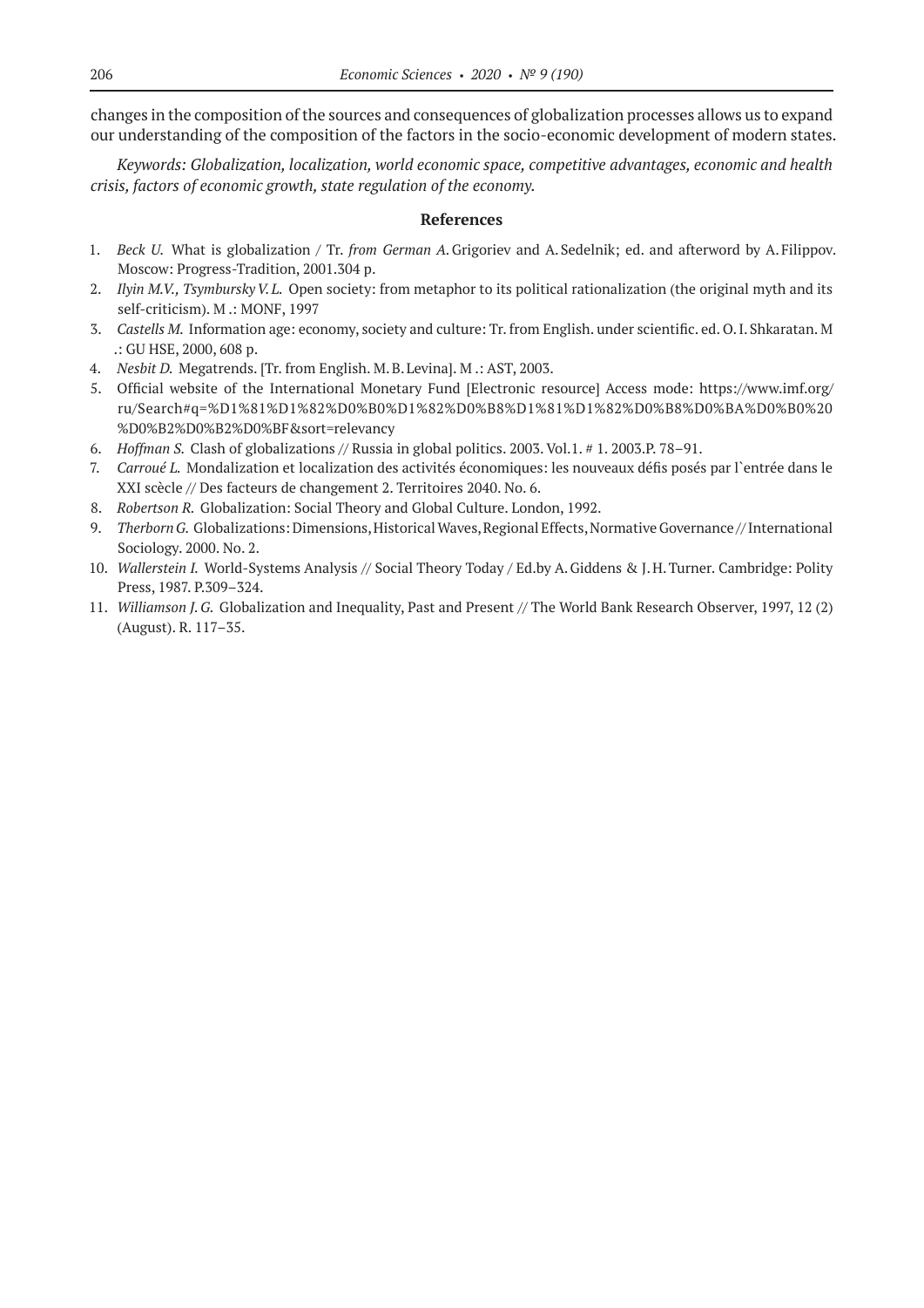changes in the composition of the sources and consequences of globalization processes allows us to expand our understanding of the composition of the factors in the socio-economic development of modern states.

*Keywords: Globalization, localization, world economic space, competitive advantages, economic and health crisis, factors of economic growth, state regulation of the economy.*

## References

1. *Beck U.* What is globalization / Tr. *from German A.* Grigoriev and A. Sedelnik; ed. and afterword by A. Filippov. Moscow: Progress-Tradition, 2001.304 p.
2. *Ilyin M.V., Tsymbursky V. L.* Open society: from metaphor to its political rationalization (the original myth and its self-criticism). M .: MONF, 1997
3. *Castells M.* Information age: economy, society and culture: Tr. from English. under scientific. ed. O. I. Shkaratan. M .: GU HSE, 2000, 608 p.
4. *Nesbit D.* Megatrends. [Tr. from English. M. B. Levina]. M .: AST, 2003.
5. Official website of the International Monetary Fund [Electronic resource] Access mode: https://www.imf.org/ru/Search#q=%D1%81%D1%82%D0%B0%D1%82%D0%B8%D1%81%D1%82%D0%B8%D0%BA%D0%B0%20%D0%B2%D0%B2%D0%BF&sort=relevancy
6. *Hoffman S.* Clash of globalizations // Russia in global politics. 2003. Vol.1. # 1. 2003.P. 78–91.
7. *Carroué L.* Mondalization et localization des activités économiques: les nouveaux défis posés par l`entrée dans le XXI scècle // Des facteurs de changement 2. Territoires 2040. No. 6.
8. *Robertson R.* Globalization: Social Theory and Global Culture. London, 1992.
9. *Therborn G.* Globalizations: Dimensions, Historical Waves, Regional Effects, Normative Governance // International Sociology. 2000. No. 2.
10. *Wallerstein I.* World-Systems Analysis // Social Theory Today / Ed.by A. Giddens & J. H. Turner. Cambridge: Polity Press, 1987. P.309–324.
11. *Williamson J. G.* Globalization and Inequality, Past and Present // The World Bank Research Observer, 1997, 12 (2) (August). R. 117–35.